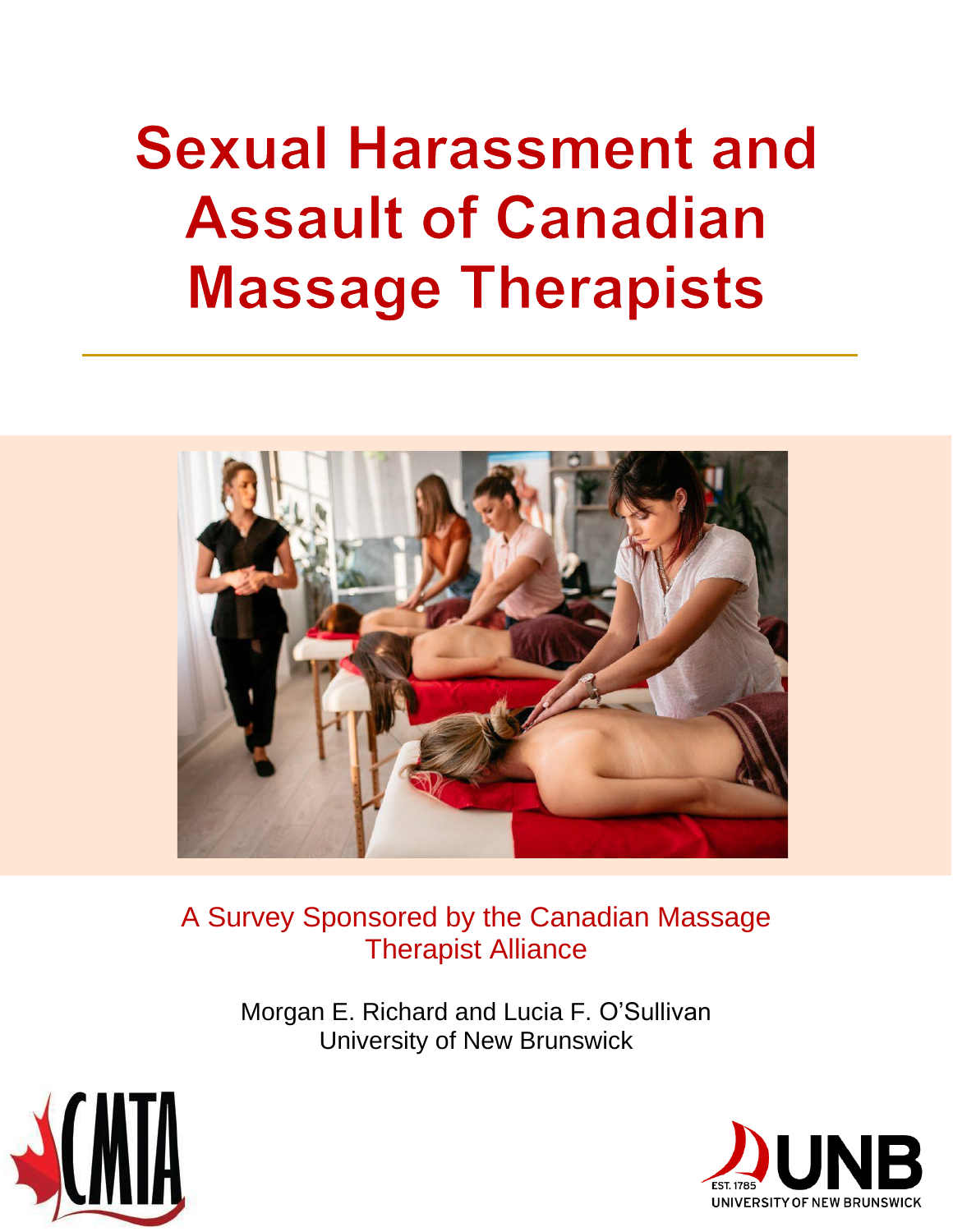# Sexual Harassment and Assault of Canadian Massage Therapists

A Survey Sponsored by the Canadian Massage Therapist Alliance

Morgan E. Richard and Lucia F. O'Sullivan
University of New Brunswick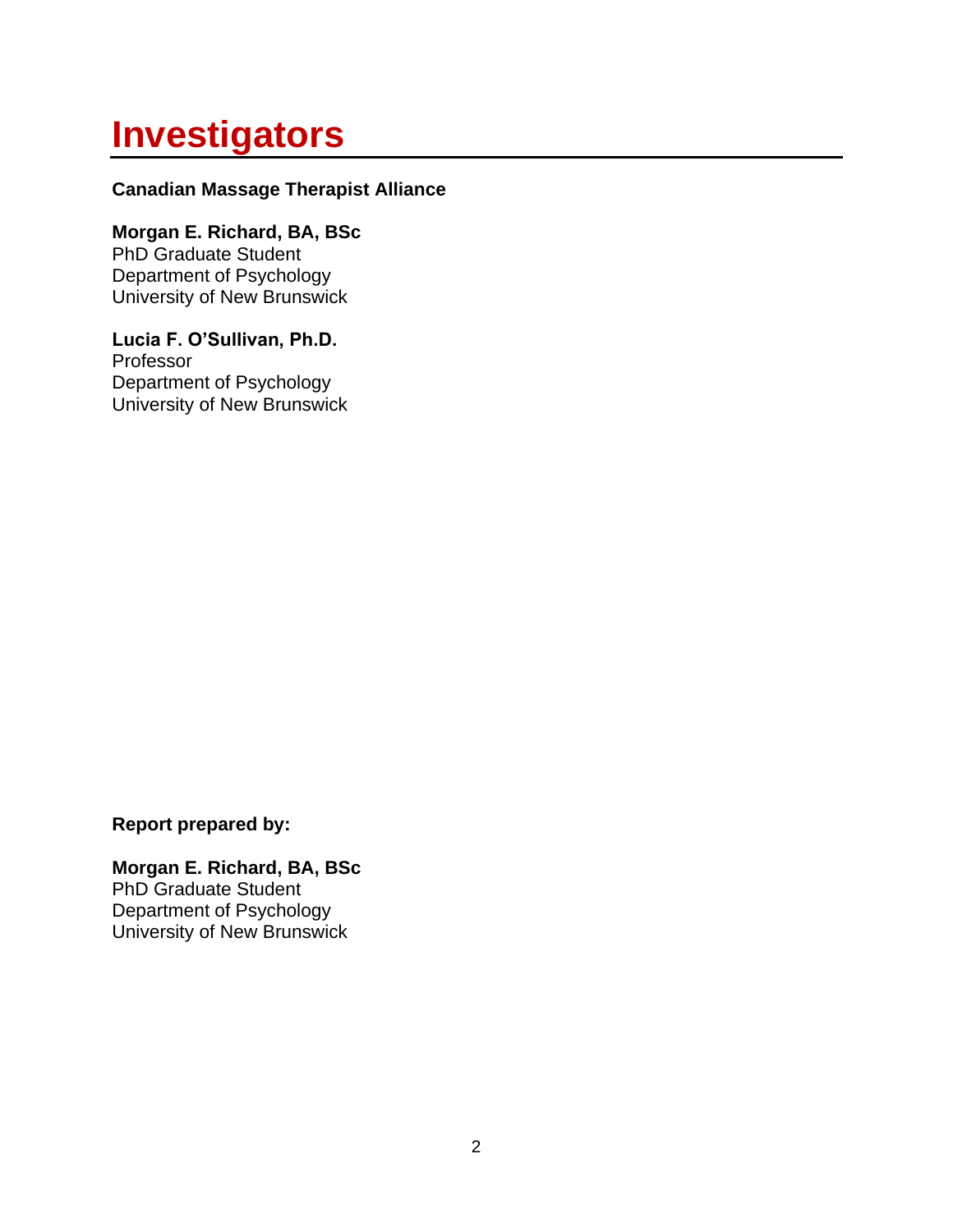# Investigators

**Canadian Massage Therapist Alliance**

**Morgan E. Richard, BA, BSc**
PhD Graduate Student
Department of Psychology
University of New Brunswick

**Lucia F. O'Sullivan, Ph.D.**
Professor
Department of Psychology
University of New Brunswick

**Report prepared by:**

**Morgan E. Richard, BA, BSc**
PhD Graduate Student
Department of Psychology
University of New Brunswick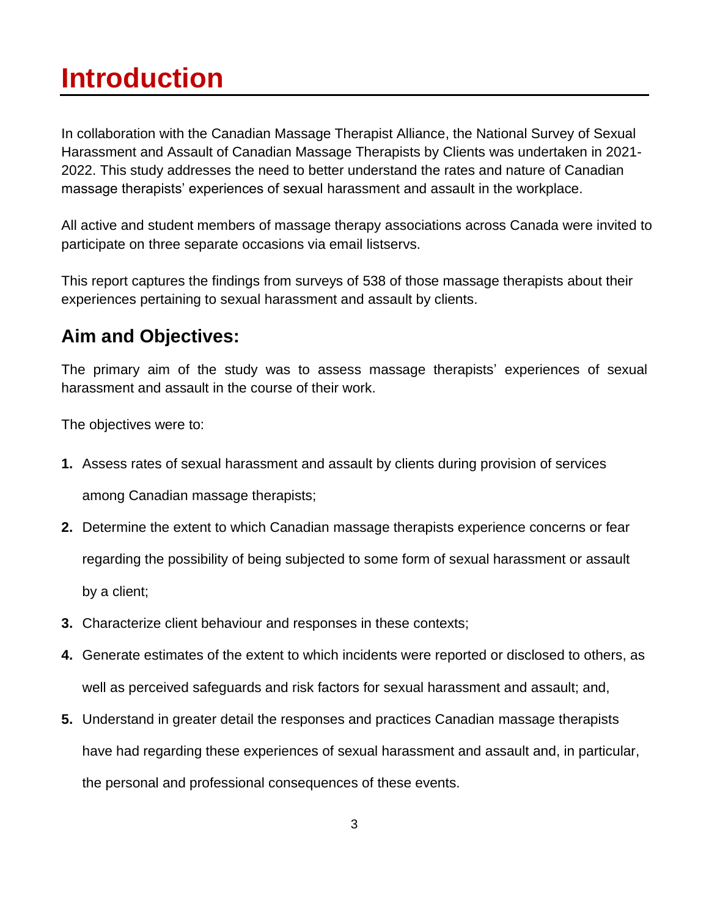# Introduction

In collaboration with the Canadian Massage Therapist Alliance, the National Survey of Sexual Harassment and Assault of Canadian Massage Therapists by Clients was undertaken in 2021-2022. This study addresses the need to better understand the rates and nature of Canadian massage therapists' experiences of sexual harassment and assault in the workplace.

All active and student members of massage therapy associations across Canada were invited to participate on three separate occasions via email listservs.

This report captures the findings from surveys of 538 of those massage therapists about their experiences pertaining to sexual harassment and assault by clients.

## Aim and Objectives:

The primary aim of the study was to assess massage therapists' experiences of sexual harassment and assault in the course of their work.

The objectives were to:

1. Assess rates of sexual harassment and assault by clients during provision of services among Canadian massage therapists;
2. Determine the extent to which Canadian massage therapists experience concerns or fear regarding the possibility of being subjected to some form of sexual harassment or assault by a client;
3. Characterize client behaviour and responses in these contexts;
4. Generate estimates of the extent to which incidents were reported or disclosed to others, as well as perceived safeguards and risk factors for sexual harassment and assault; and,
5. Understand in greater detail the responses and practices Canadian massage therapists have had regarding these experiences of sexual harassment and assault and, in particular, the personal and professional consequences of these events.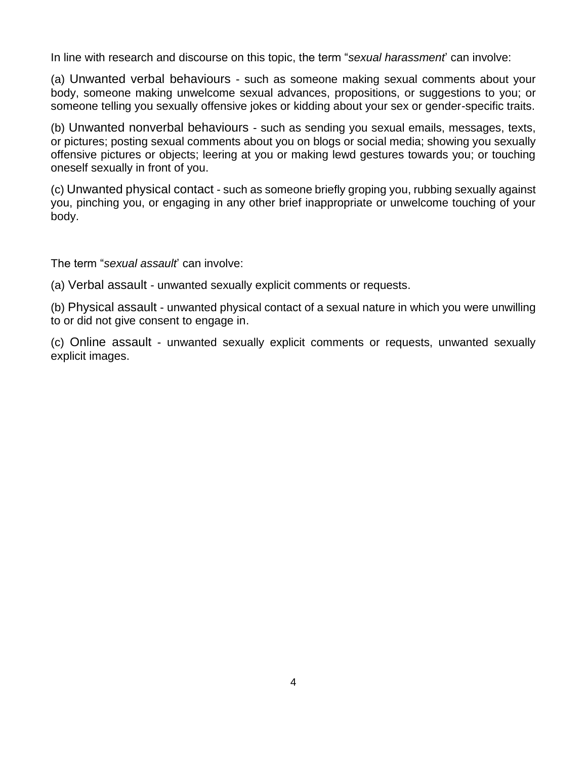In line with research and discourse on this topic, the term "*sexual harassment*" can involve:

(a) Unwanted verbal behaviours - such as someone making sexual comments about your body, someone making unwelcome sexual advances, propositions, or suggestions to you; or someone telling you sexually offensive jokes or kidding about your sex or gender-specific traits.

(b) Unwanted nonverbal behaviours - such as sending you sexual emails, messages, texts, or pictures; posting sexual comments about you on blogs or social media; showing you sexually offensive pictures or objects; leering at you or making lewd gestures towards you; or touching oneself sexually in front of you.

(c) Unwanted physical contact - such as someone briefly groping you, rubbing sexually against you, pinching you, or engaging in any other brief inappropriate or unwelcome touching of your body.

The term "*sexual assault*" can involve:

(a) Verbal assault - unwanted sexually explicit comments or requests.

(b) Physical assault - unwanted physical contact of a sexual nature in which you were unwilling to or did not give consent to engage in.

(c) Online assault - unwanted sexually explicit comments or requests, unwanted sexually explicit images.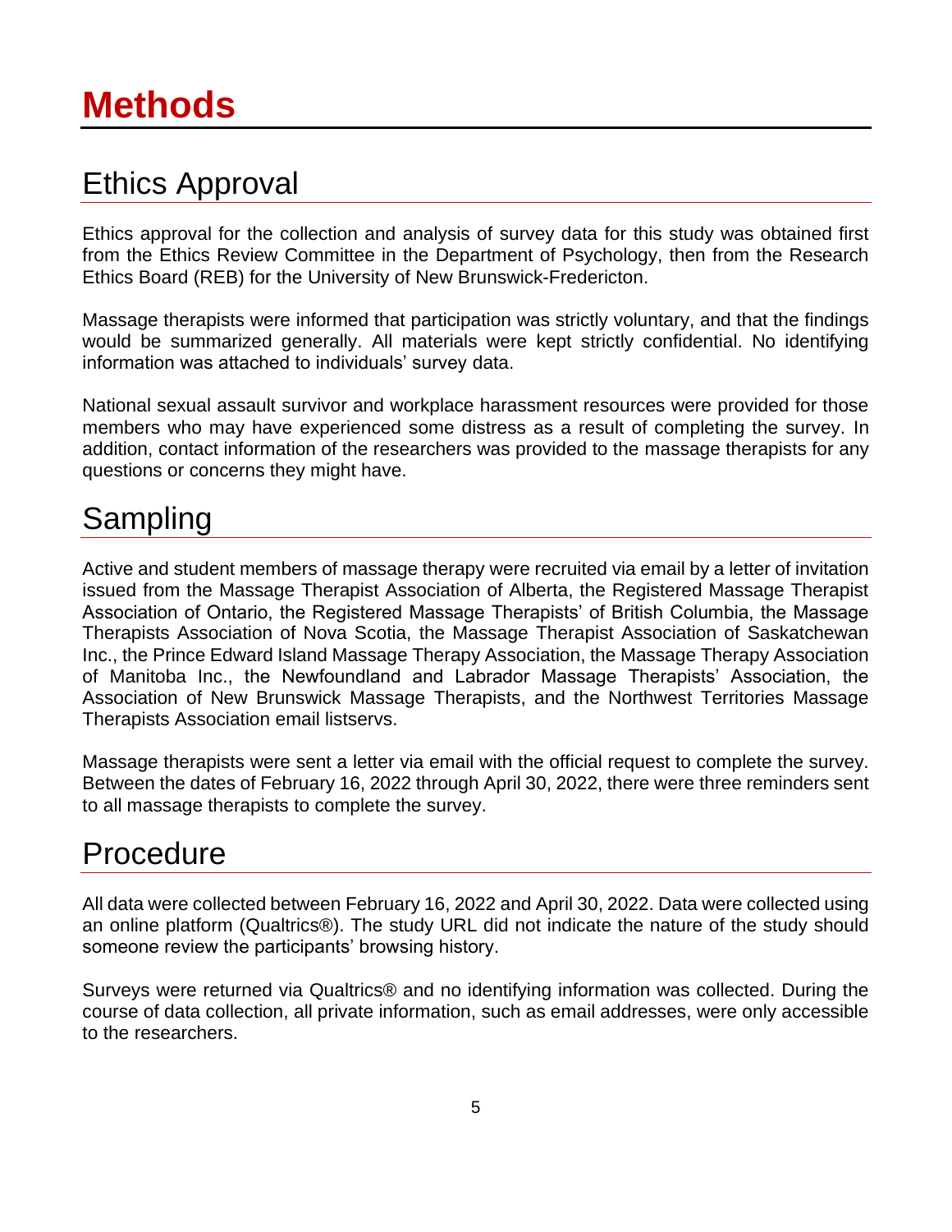# Methods

## Ethics Approval

Ethics approval for the collection and analysis of survey data for this study was obtained first from the Ethics Review Committee in the Department of Psychology, then from the Research Ethics Board (REB) for the University of New Brunswick-Fredericton.

Massage therapists were informed that participation was strictly voluntary, and that the findings would be summarized generally. All materials were kept strictly confidential. No identifying information was attached to individuals' survey data.

National sexual assault survivor and workplace harassment resources were provided for those members who may have experienced some distress as a result of completing the survey. In addition, contact information of the researchers was provided to the massage therapists for any questions or concerns they might have.

## Sampling

Active and student members of massage therapy were recruited via email by a letter of invitation issued from the Massage Therapist Association of Alberta, the Registered Massage Therapist Association of Ontario, the Registered Massage Therapists' of British Columbia, the Massage Therapists Association of Nova Scotia, the Massage Therapist Association of Saskatchewan Inc., the Prince Edward Island Massage Therapy Association, the Massage Therapy Association of Manitoba Inc., the Newfoundland and Labrador Massage Therapists' Association, the Association of New Brunswick Massage Therapists, and the Northwest Territories Massage Therapists Association email listservs.

Massage therapists were sent a letter via email with the official request to complete the survey. Between the dates of February 16, 2022 through April 30, 2022, there were three reminders sent to all massage therapists to complete the survey.

## Procedure

All data were collected between February 16, 2022 and April 30, 2022. Data were collected using an online platform (Qualtrics®). The study URL did not indicate the nature of the study should someone review the participants' browsing history.

Surveys were returned via Qualtrics® and no identifying information was collected. During the course of data collection, all private information, such as email addresses, were only accessible to the researchers.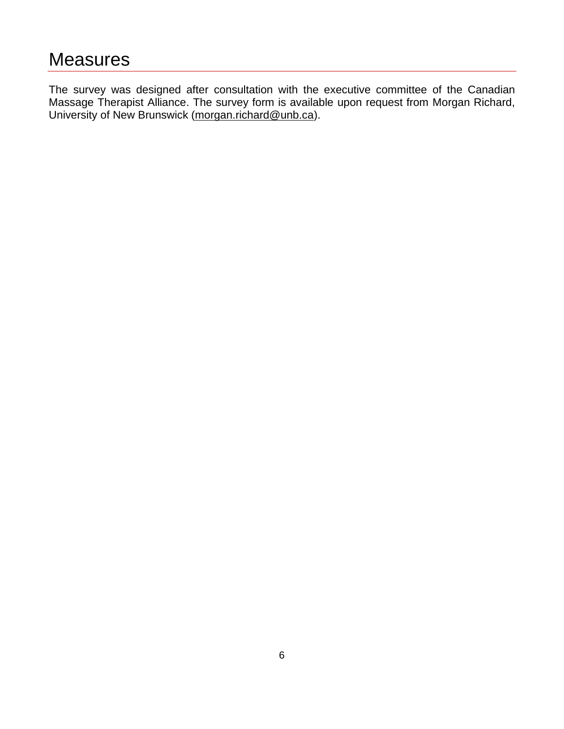# Measures

The survey was designed after consultation with the executive committee of the Canadian Massage Therapist Alliance. The survey form is available upon request from Morgan Richard, University of New Brunswick (morgan.richard@unb.ca).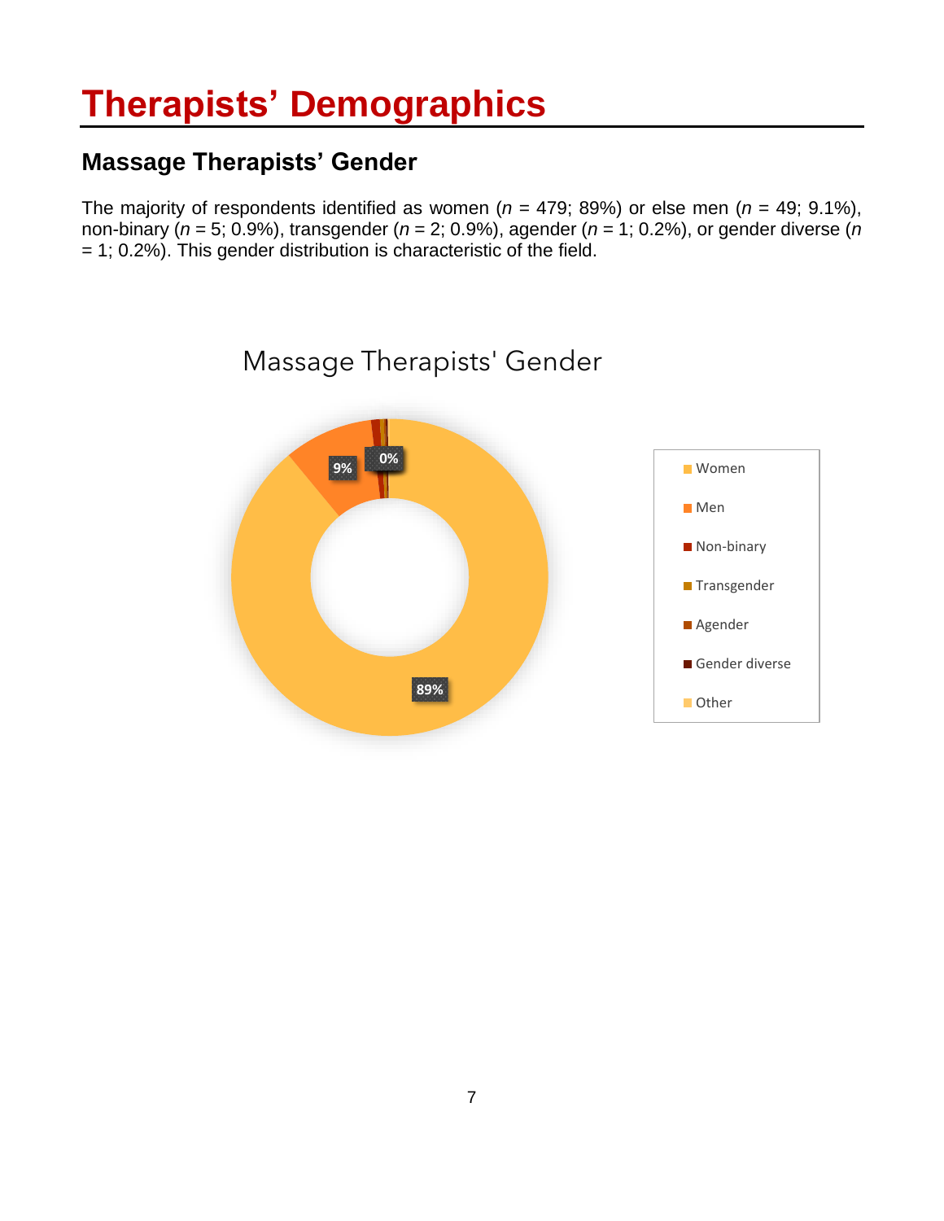# Therapists' Demographics

## Massage Therapists' Gender

The majority of respondents identified as women (*n* = 479; 89%) or else men (*n* = 49; 9.1%), non-binary (*n* = 5; 0.9%), transgender (*n* = 2; 0.9%), agender (*n* = 1; 0.2%), or gender diverse (*n* = 1; 0.2%). This gender distribution is characteristic of the field.

Massage Therapists' Gender

89%

9%

0%

Women

Men

Non-binary

Transgender

Agender

Gender diverse

Other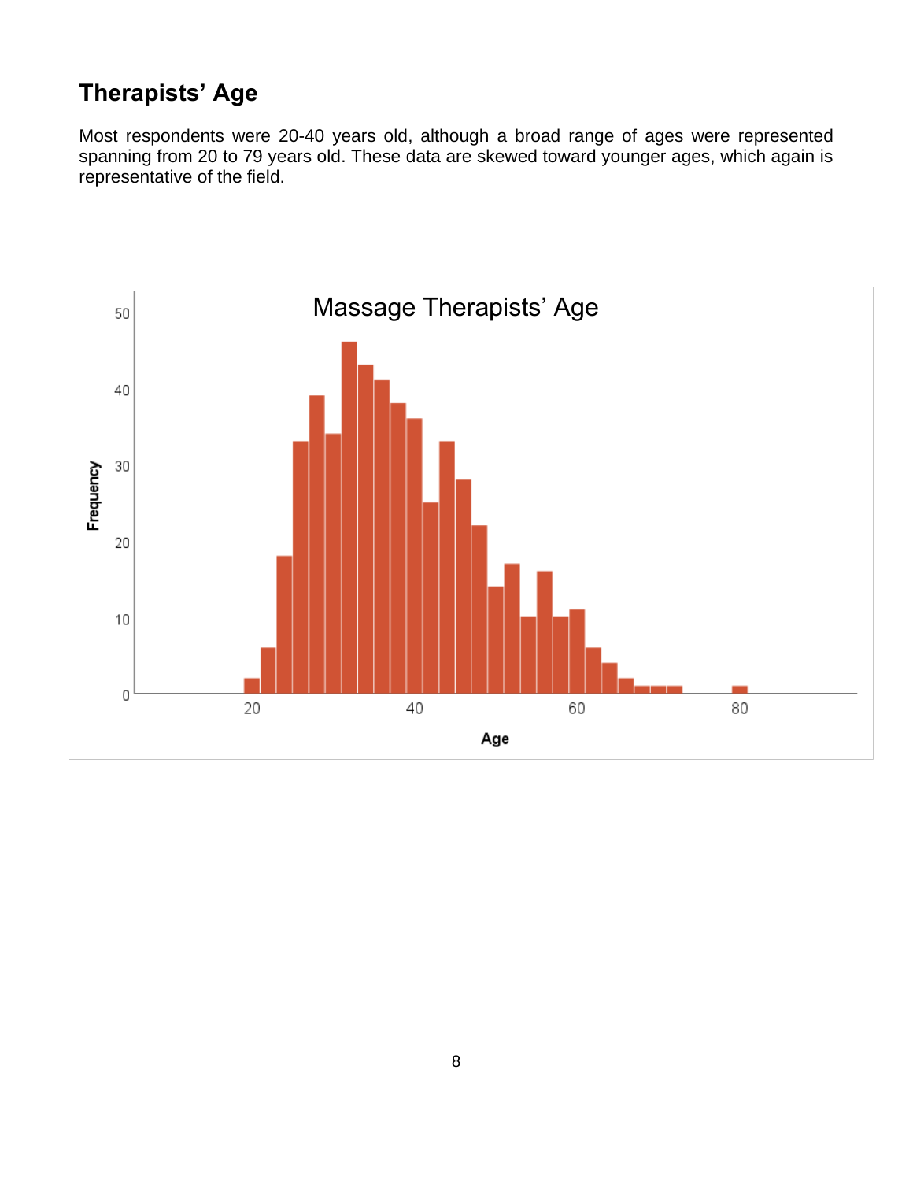## Therapists' Age

Most respondents were 20-40 years old, although a broad range of ages were represented spanning from 20 to 79 years old. These data are skewed toward younger ages, which again is representative of the field.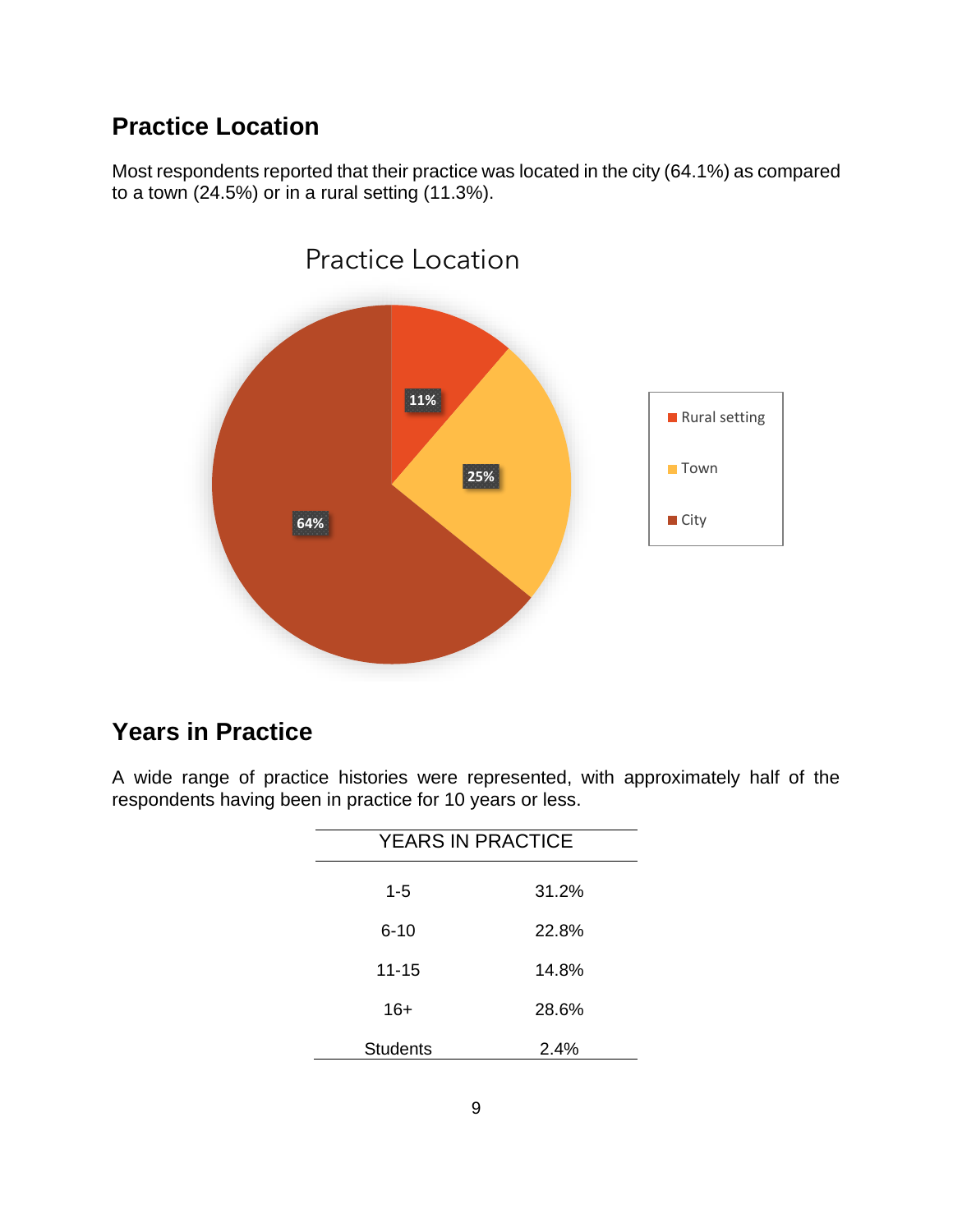## Practice Location

Most respondents reported that their practice was located in the city (64.1%) as compared to a town (24.5%) or in a rural setting (11.3%).

Practice Location

| Location | Percentage |
| --- | --- |
| Rural setting | 11% |
| Town | 25% |
| City | 64% |

## Years in Practice

A wide range of practice histories were represented, with approximately half of the respondents having been in practice for 10 years or less.

| YEARS IN PRACTICE | |
| --- | --- |
| 1-5 | 31.2% |
| 6-10 | 22.8% |
| 11-15 | 14.8% |
| 16+ | 28.6% |
| Students | 2.4% |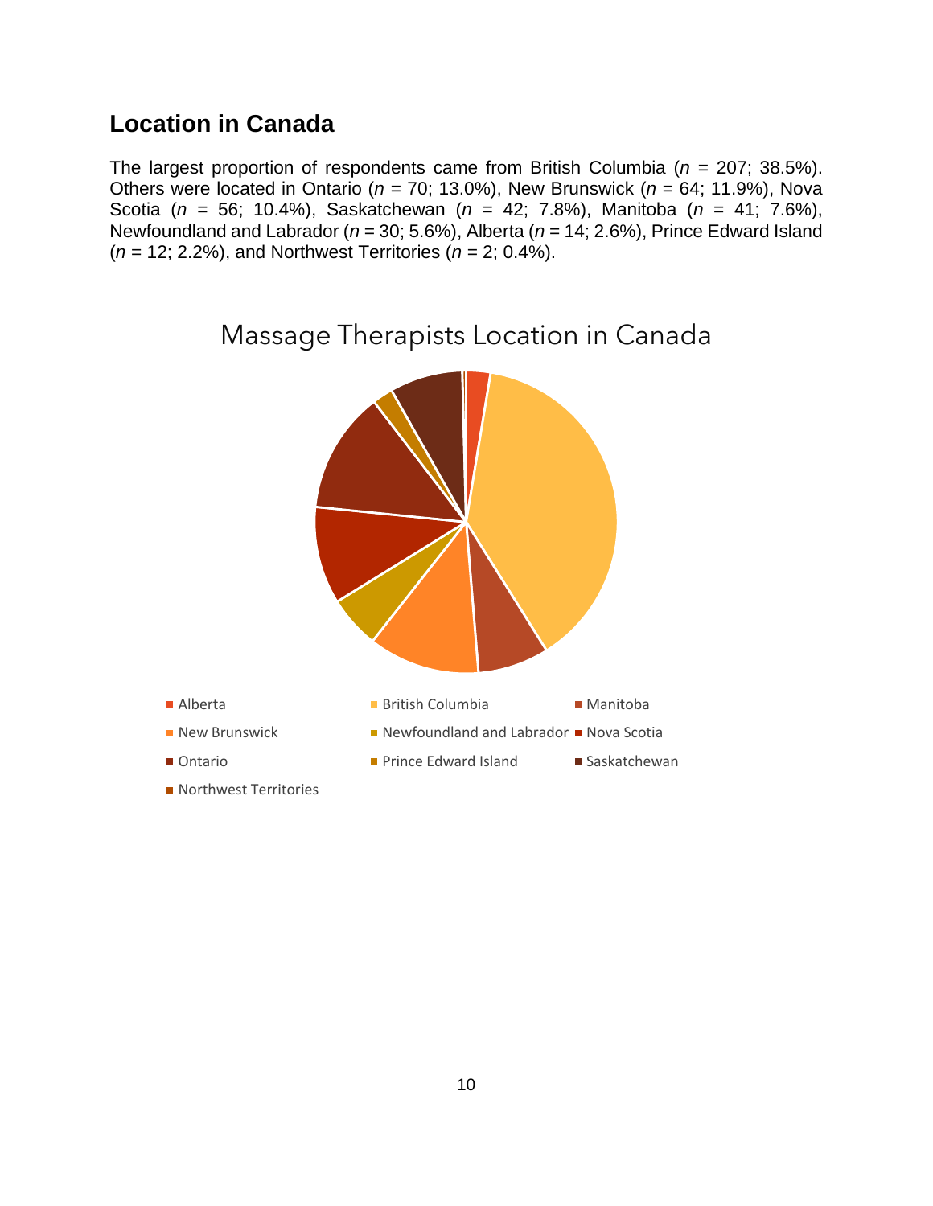## Location in Canada

The largest proportion of respondents came from British Columbia (*n* = 207; 38.5%). Others were located in Ontario (*n* = 70; 13.0%), New Brunswick (*n* = 64; 11.9%), Nova Scotia (*n* = 56; 10.4%), Saskatchewan (*n* = 42; 7.8%), Manitoba (*n* = 41; 7.6%), Newfoundland and Labrador (*n* = 30; 5.6%), Alberta (*n* = 14; 2.6%), Prince Edward Island (*n* = 12; 2.2%), and Northwest Territories (*n* = 2; 0.4%).

Massage Therapists Location in Canada

- Alberta
- British Columbia
- Manitoba
- New Brunswick
- Newfoundland and Labrador
- Nova Scotia
- Ontario
- Prince Edward Island
- Saskatchewan
- Northwest Territories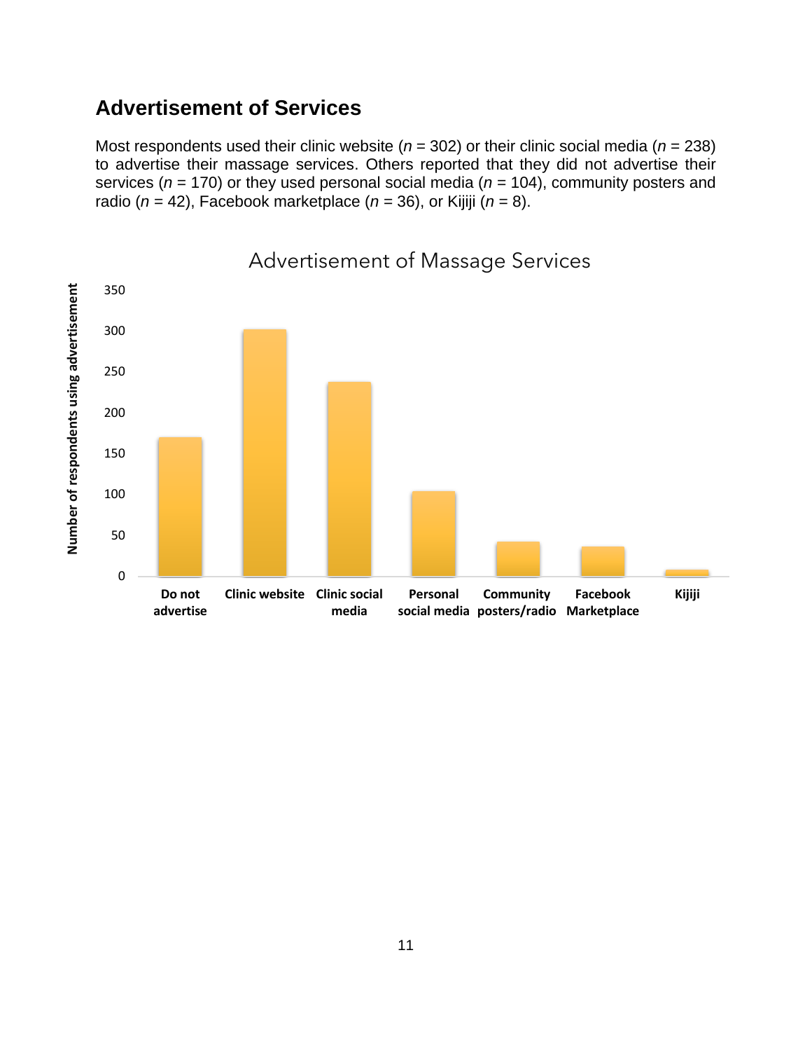## Advertisement of Services

Most respondents used their clinic website ($n$ = 302) or their clinic social media ($n$ = 238) to advertise their massage services. Others reported that they did not advertise their services ($n$ = 170) or they used personal social media ($n$ = 104), community posters and radio ($n$ = 42), Facebook marketplace ($n$ = 36), or Kijiji ($n$ = 8).

Advertisement of Massage Services

| Advertisement | Number of respondents using advertisement |
|---|---|
| Do not advertise | 170 |
| Clinic website | 302 |
| Clinic social media | 238 |
| Personal social media | 104 |
| Community posters/radio | 42 |
| Facebook Marketplace | 36 |
| Kijiji | 8 |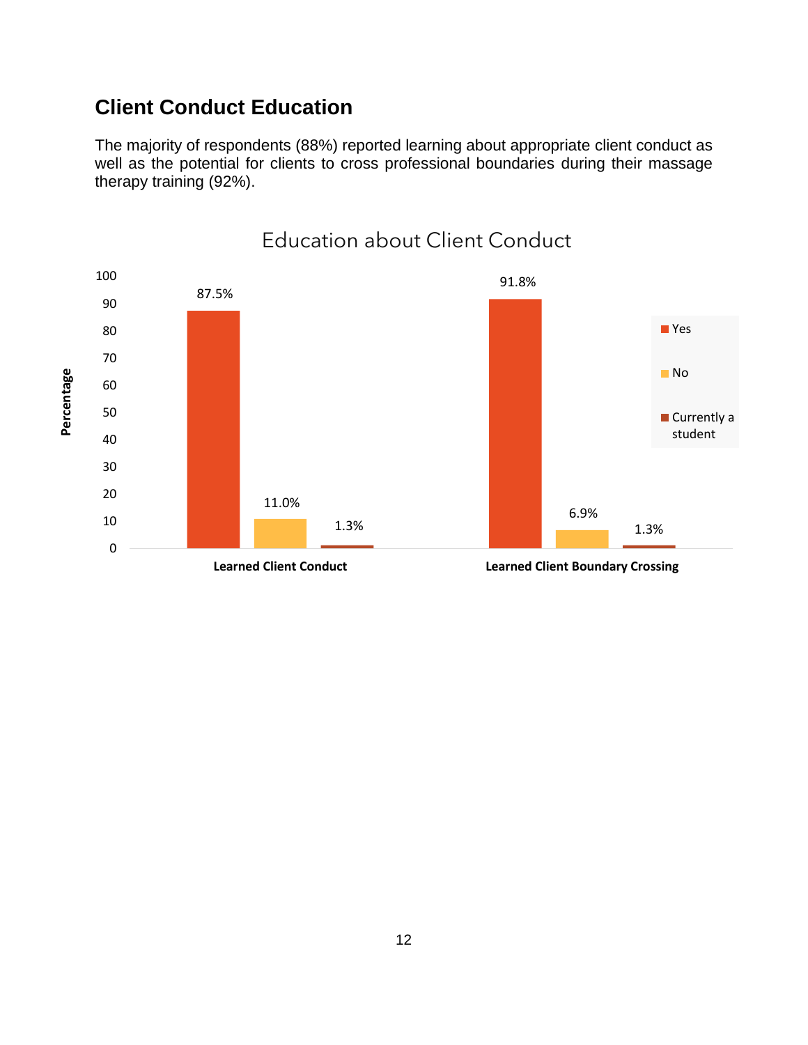## Client Conduct Education

The majority of respondents (88%) reported learning about appropriate client conduct as well as the potential for clients to cross professional boundaries during their massage therapy training (92%).

Education about Client Conduct

| | Yes | No | Currently a student |
|---|---|---|---|
| Learned Client Conduct | 87.5% | 11.0% | 1.3% |
| Learned Client Boundary Crossing | 91.8% | 6.9% | 1.3% |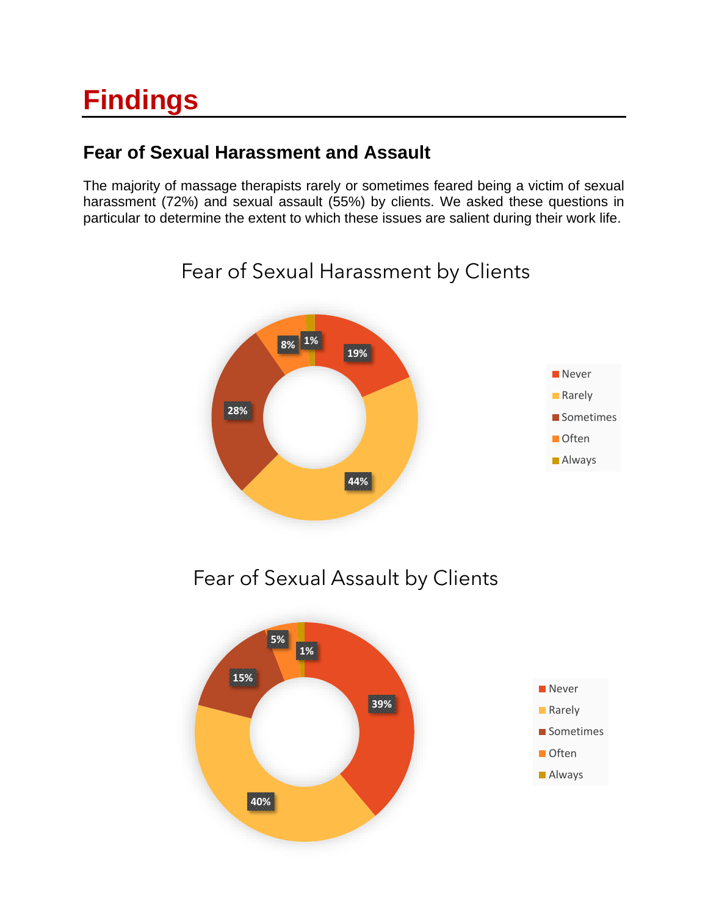# Findings

## Fear of Sexual Harassment and Assault

The majority of massage therapists rarely or sometimes feared being a victim of sexual harassment (72%) and sexual assault (55%) by clients. We asked these questions in particular to determine the extent to which these issues are salient during their work life.

Fear of Sexual Harassment by Clients

| Response | Percentage |
| --- | --- |
| Never | 19% |
| Rarely | 44% |
| Sometimes | 28% |
| Often | 8% |
| Always | 1% |

Fear of Sexual Assault by Clients

| Response | Percentage |
| --- | --- |
| Never | 39% |
| Rarely | 40% |
| Sometimes | 15% |
| Often | 5% |
| Always | 1% |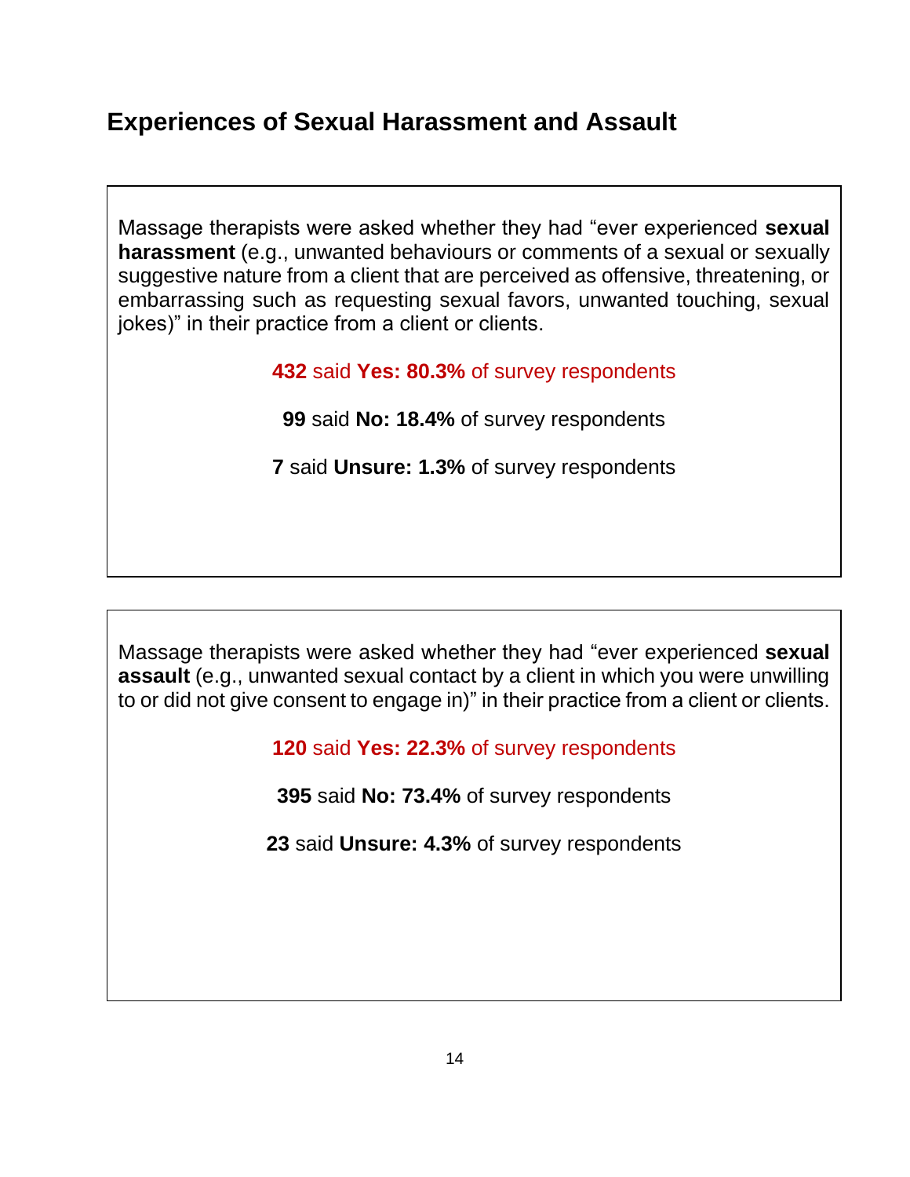## Experiences of Sexual Harassment and Assault

Massage therapists were asked whether they had "ever experienced **sexual harassment** (e.g., unwanted behaviours or comments of a sexual or sexually suggestive nature from a client that are perceived as offensive, threatening, or embarrassing such as requesting sexual favors, unwanted touching, sexual jokes)" in their practice from a client or clients.

**432** said **Yes: 80.3%** of survey respondents

**99** said **No: 18.4%** of survey respondents

**7** said **Unsure: 1.3%** of survey respondents

Massage therapists were asked whether they had "ever experienced **sexual assault** (e.g., unwanted sexual contact by a client in which you were unwilling to or did not give consent to engage in)" in their practice from a client or clients.

**120** said **Yes: 22.3%** of survey respondents

**395** said **No: 73.4%** of survey respondents

**23** said **Unsure: 4.3%** of survey respondents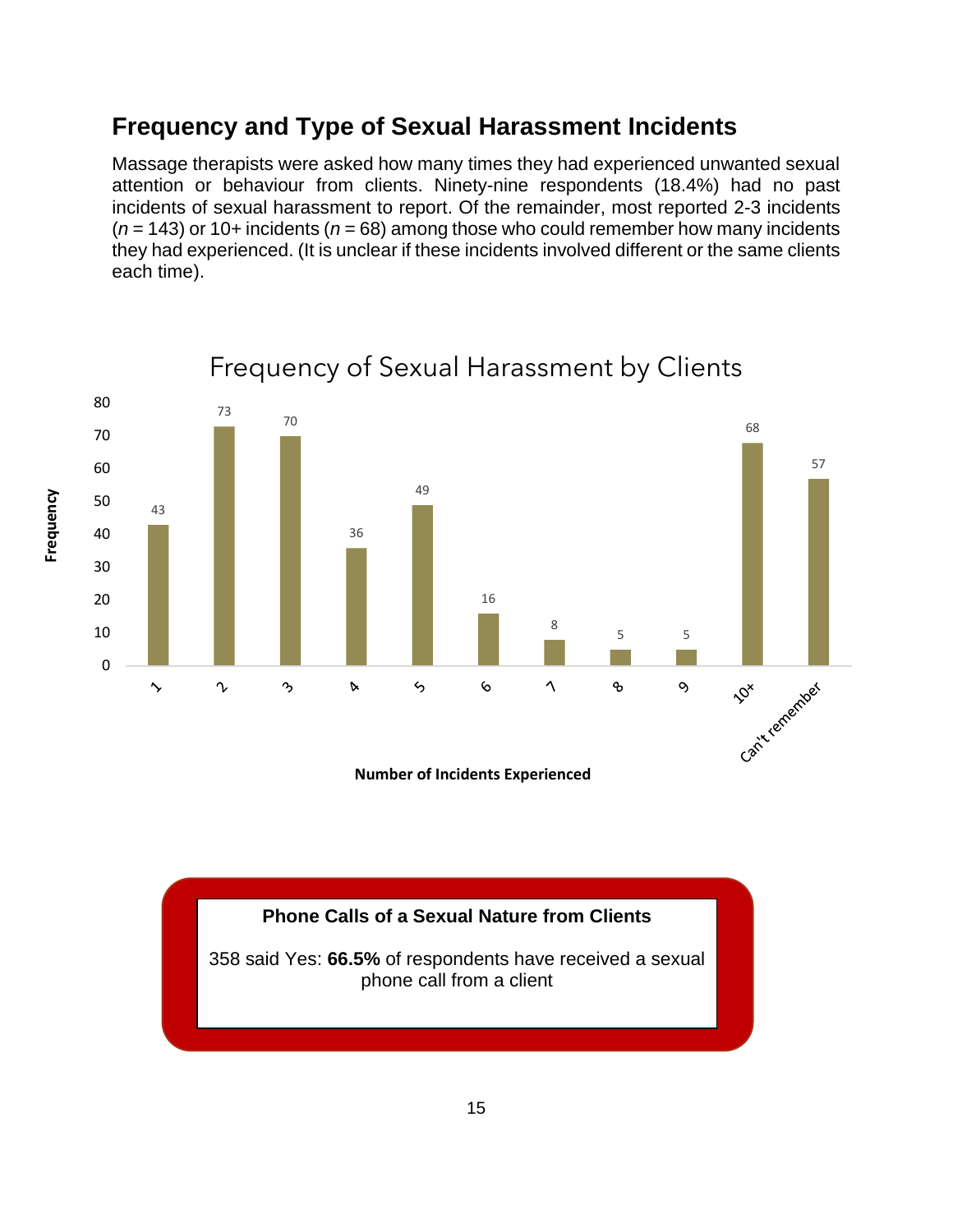## Frequency and Type of Sexual Harassment Incidents

Massage therapists were asked how many times they had experienced unwanted sexual attention or behaviour from clients. Ninety-nine respondents (18.4%) had no past incidents of sexual harassment to report. Of the remainder, most reported 2-3 incidents ($n$ = 143) or 10+ incidents ($n$ = 68) among those who could remember how many incidents they had experienced. (It is unclear if these incidents involved different or the same clients each time).

**Frequency of Sexual Harassment by Clients**

| Number of Incidents Experienced | Frequency |
| --- | --- |
| 1 | 43 |
| 2 | 73 |
| 3 | 70 |
| 4 | 36 |
| 5 | 49 |
| 6 | 16 |
| 7 | 8 |
| 8 | 5 |
| 9 | 5 |
| 10+ | 68 |
| Can't remember | 57 |

**Phone Calls of a Sexual Nature from Clients**

358 said Yes: **66.5%** of respondents have received a sexual phone call from a client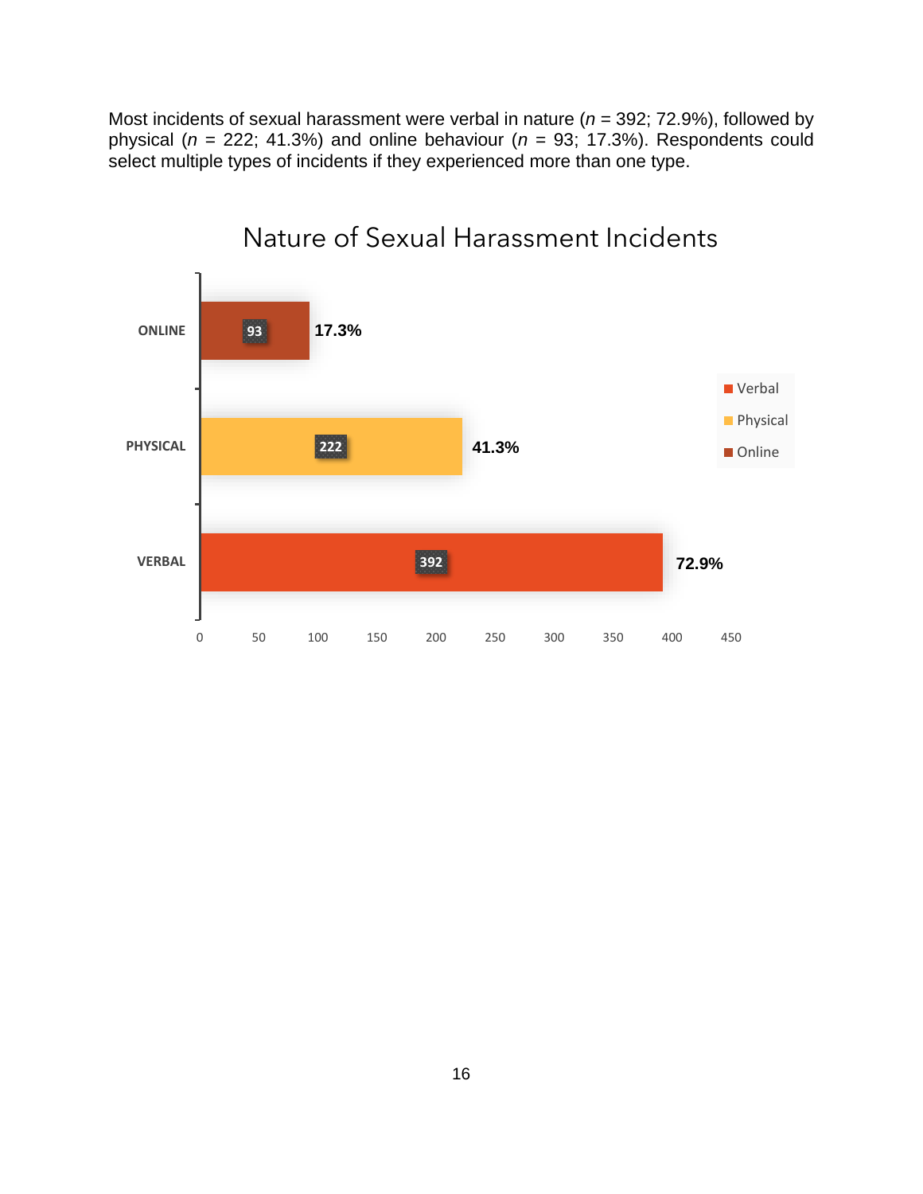Most incidents of sexual harassment were verbal in nature ($n$ = 392; 72.9%), followed by physical ($n$ = 222; 41.3%) and online behaviour ($n$ = 93; 17.3%). Respondents could select multiple types of incidents if they experienced more than one type.

Nature of Sexual Harassment Incidents

| Type | n | % |
| --- | --- | --- |
| ONLINE | 93 | 17.3% |
| PHYSICAL | 222 | 41.3% |
| VERBAL | 392 | 72.9% |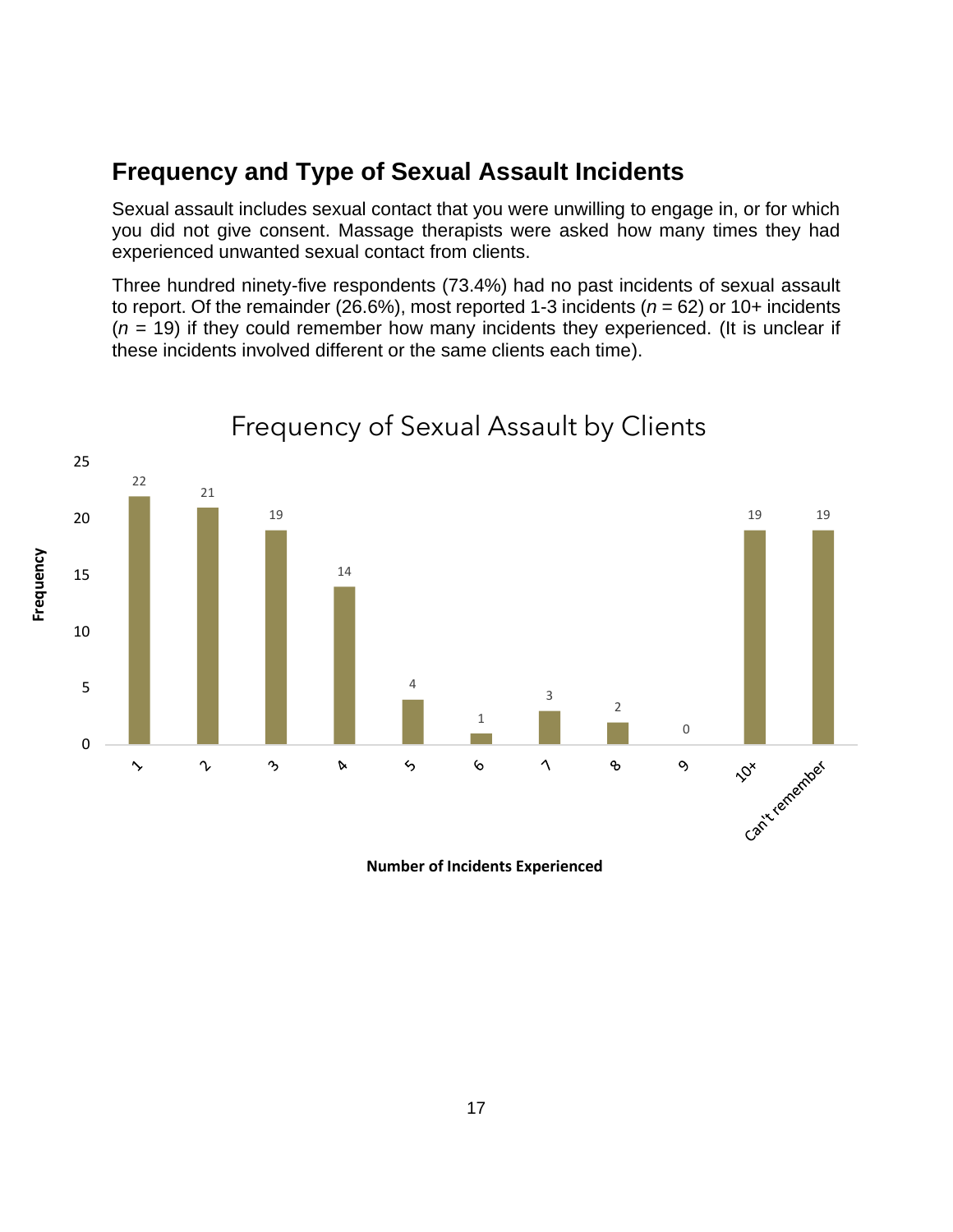## Frequency and Type of Sexual Assault Incidents

Sexual assault includes sexual contact that you were unwilling to engage in, or for which you did not give consent. Massage therapists were asked how many times they had experienced unwanted sexual contact from clients.

Three hundred ninety-five respondents (73.4%) had no past incidents of sexual assault to report. Of the remainder (26.6%), most reported 1-3 incidents ($n = 62$) or 10+ incidents ($n = 19$) if they could remember how many incidents they experienced. (It is unclear if these incidents involved different or the same clients each time).

**Frequency of Sexual Assault by Clients**

| Number of Incidents Experienced | Frequency |
|---|---|
| 1 | 22 |
| 2 | 21 |
| 3 | 19 |
| 4 | 14 |
| 5 | 4 |
| 6 | 1 |
| 7 | 3 |
| 8 | 2 |
| 9 | 0 |
| 10+ | 19 |
| Can't remember | 19 |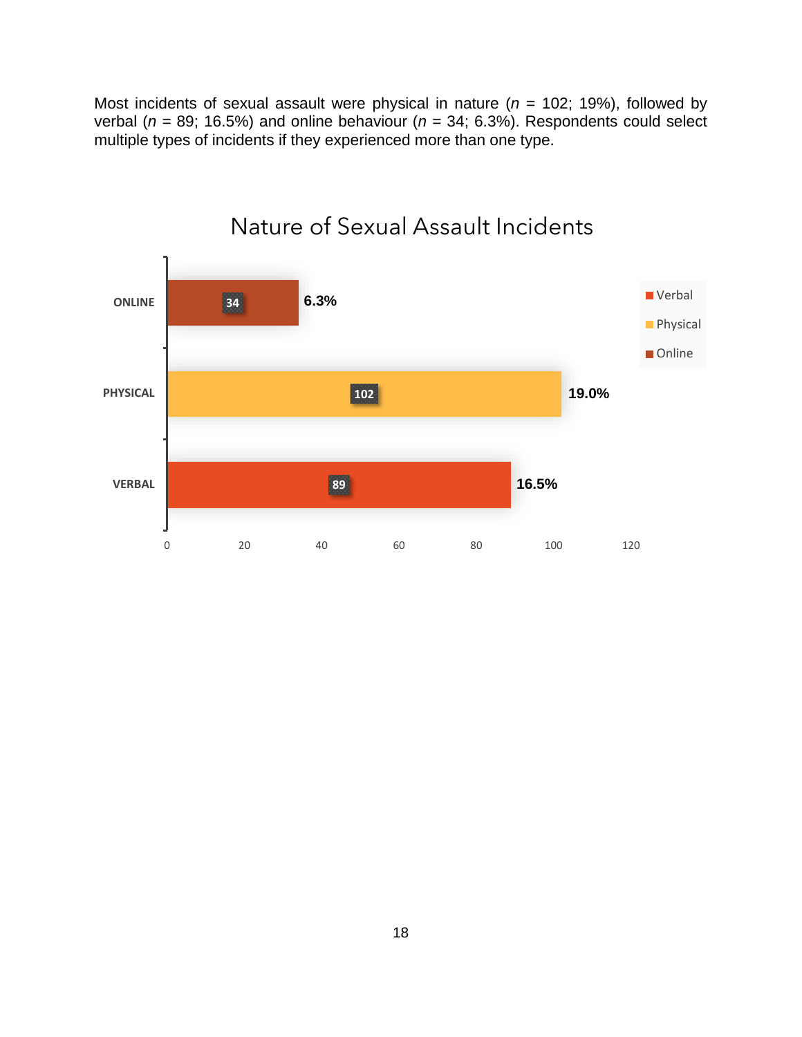Most incidents of sexual assault were physical in nature ($n$ = 102; 19%), followed by verbal ($n$ = 89; 16.5%) and online behaviour ($n$ = 34; 6.3%). Respondents could select multiple types of incidents if they experienced more than one type.

Nature of Sexual Assault Incidents

| Type | n | % |
|---|---|---|
| Online | 34 | 6.3% |
| Physical | 102 | 19.0% |
| Verbal | 89 | 16.5% |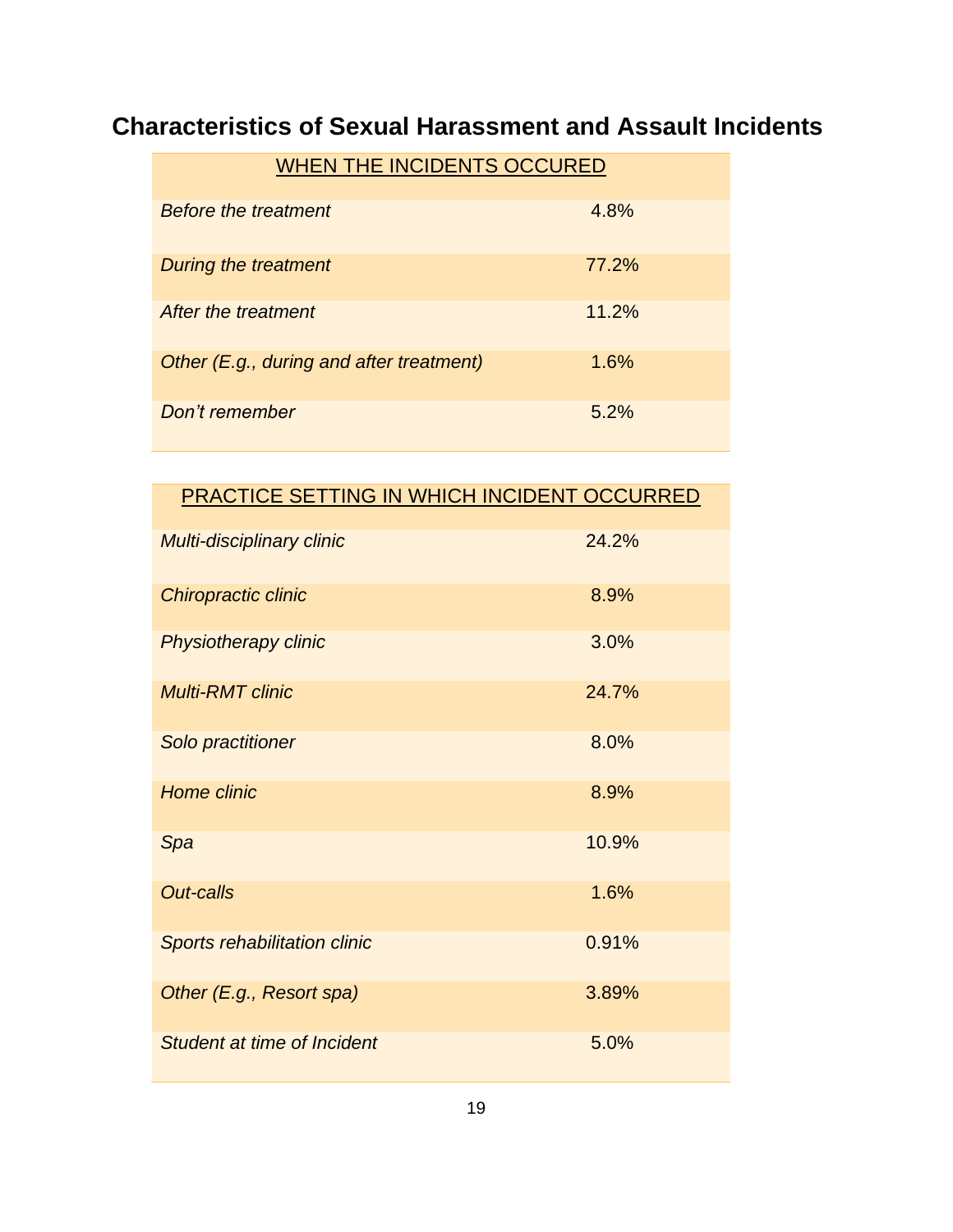## Characteristics of Sexual Harassment and Assault Incidents

| WHEN THE INCIDENTS OCCURED | |
|---|---|
| *Before the treatment* | 4.8% |
| *During the treatment* | 77.2% |
| *After the treatment* | 11.2% |
| *Other (E.g., during and after treatment)* | 1.6% |
| *Don't remember* | 5.2% |

| PRACTICE SETTING IN WHICH INCIDENT OCCURRED | |
|---|---|
| *Multi-disciplinary clinic* | 24.2% |
| *Chiropractic clinic* | 8.9% |
| *Physiotherapy clinic* | 3.0% |
| *Multi-RMT clinic* | 24.7% |
| *Solo practitioner* | 8.0% |
| *Home clinic* | 8.9% |
| *Spa* | 10.9% |
| *Out-calls* | 1.6% |
| *Sports rehabilitation clinic* | 0.91% |
| *Other (E.g., Resort spa)* | 3.89% |
| *Student at time of Incident* | 5.0% |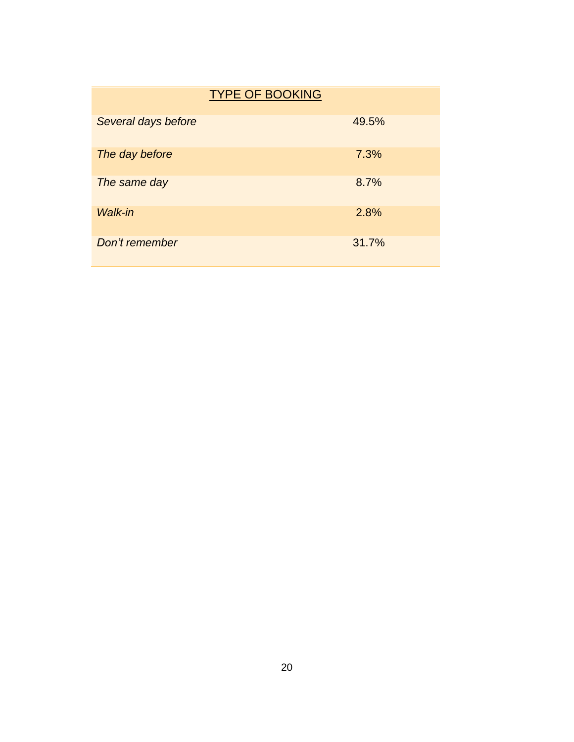| TYPE OF BOOKING | |
|---|---|
| *Several days before* | 49.5% |
| *The day before* | 7.3% |
| *The same day* | 8.7% |
| *Walk-in* | 2.8% |
| *Don't remember* | 31.7% |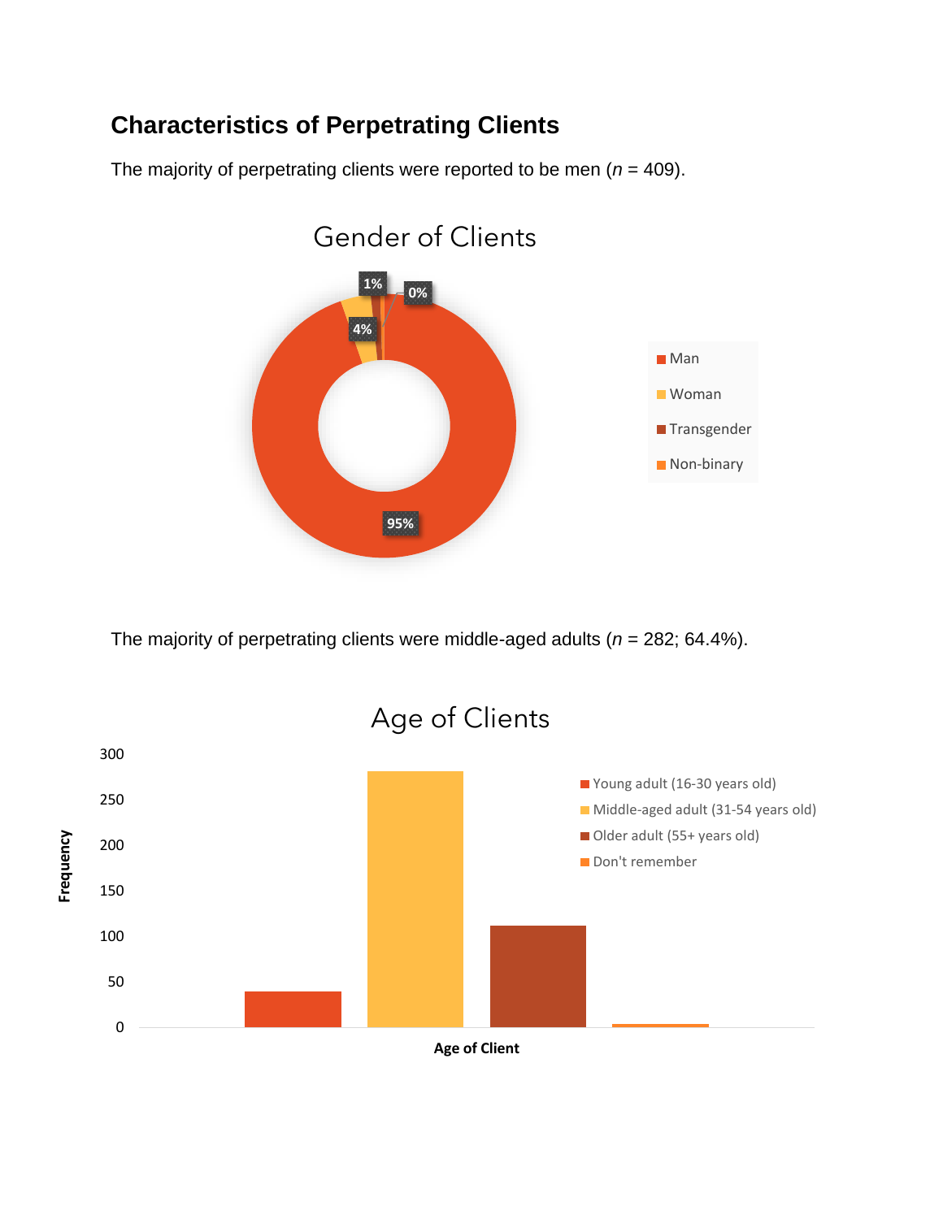## Characteristics of Perpetrating Clients

The majority of perpetrating clients were reported to be men (*n* = 409).

Gender of Clients

- Man: 95%
- Woman: 4%
- Transgender: 1%
- Non-binary: 0%

The majority of perpetrating clients were middle-aged adults (*n* = 282; 64.4%).

Age of Clients

- Young adult (16-30 years old)
- Middle-aged adult (31-54 years old)
- Older adult (55+ years old)
- Don't remember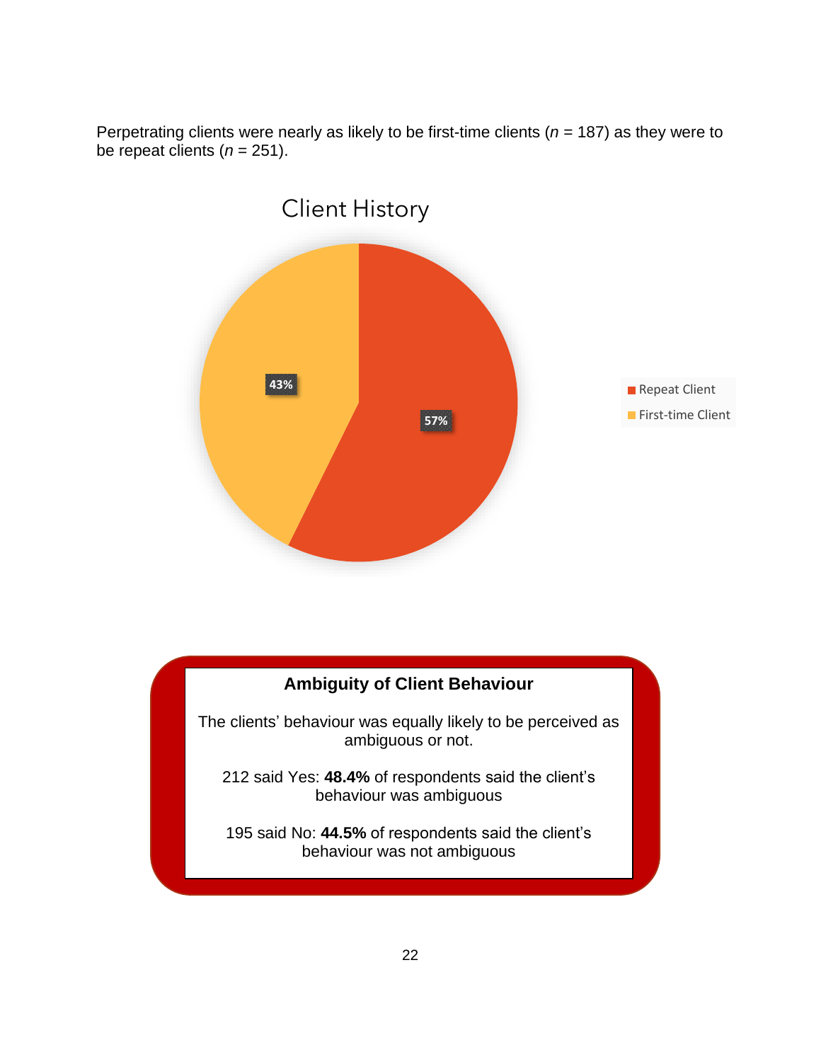Perpetrating clients were nearly as likely to be first-time clients (*n* = 187) as they were to be repeat clients (*n* = 251).

Client History

- Repeat Client: 57%
- First-time Client: 43%

**Ambiguity of Client Behaviour**

The clients' behaviour was equally likely to be perceived as ambiguous or not.

212 said Yes: **48.4%** of respondents said the client's behaviour was ambiguous

195 said No: **44.5%** of respondents said the client's behaviour was not ambiguous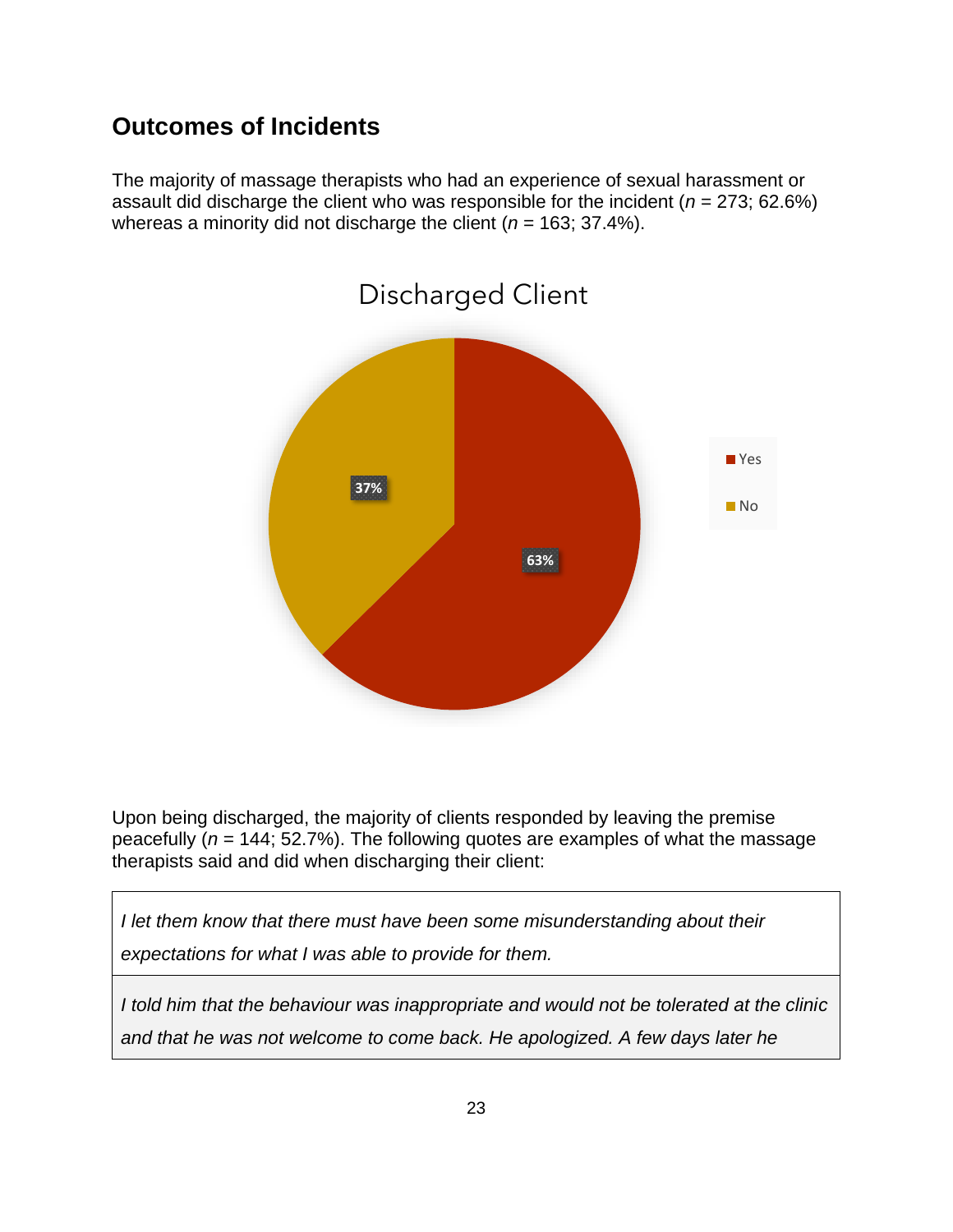## Outcomes of Incidents

The majority of massage therapists who had an experience of sexual harassment or assault did discharge the client who was responsible for the incident ($n$ = 273; 62.6%) whereas a minority did not discharge the client ($n$ = 163; 37.4%).

Discharged Client

| Response | Percentage |
|---|---|
| Yes | 63% |
| No | 37% |

Upon being discharged, the majority of clients responded by leaving the premise peacefully ($n$ = 144; 52.7%). The following quotes are examples of what the massage therapists said and did when discharging their client:

| |
|---|
| *I let them know that there must have been some misunderstanding about their expectations for what I was able to provide for them.* |
| *I told him that the behaviour was inappropriate and would not be tolerated at the clinic and that he was not welcome to come back. He apologized. A few days later he* |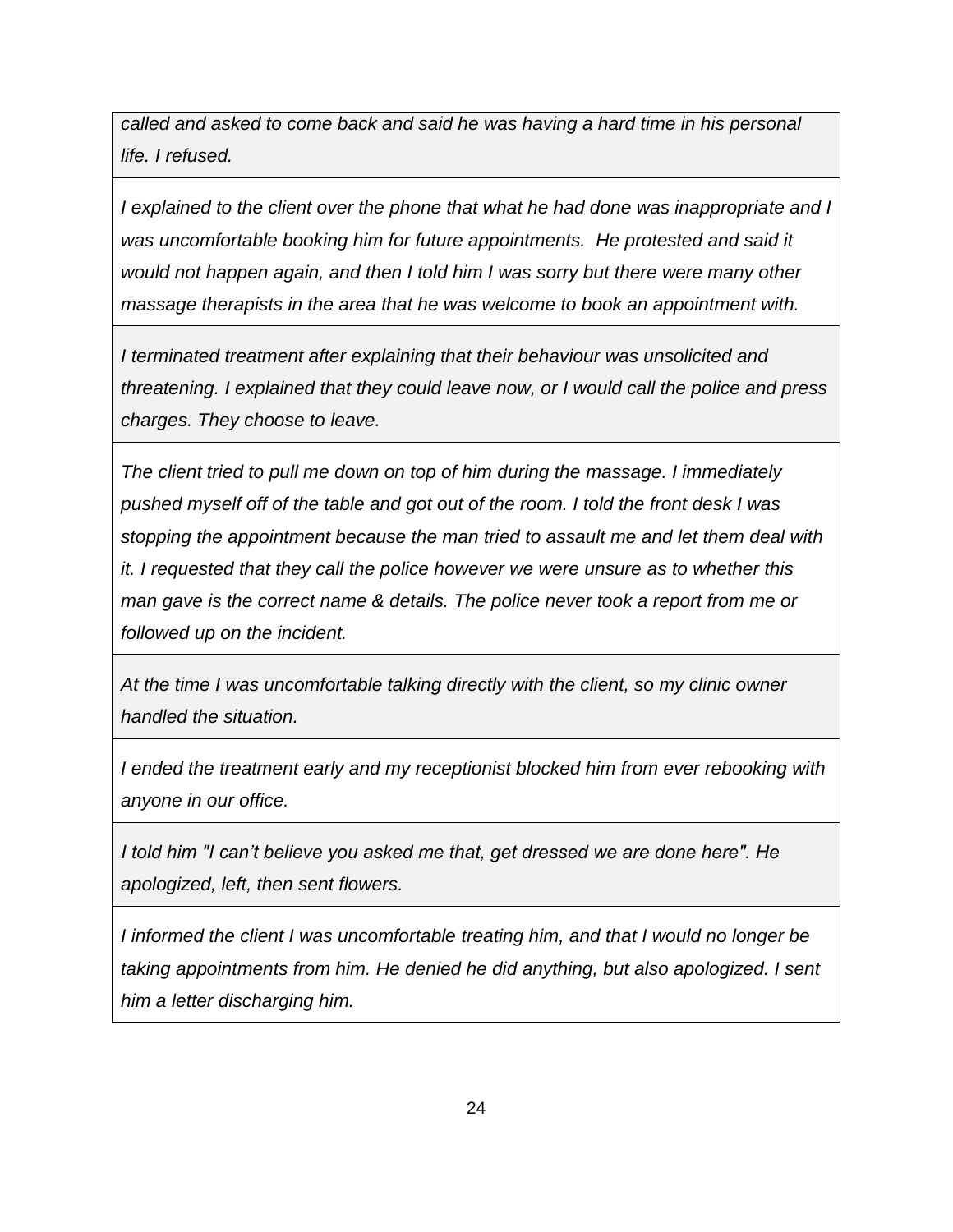| |
|---|
| *called and asked to come back and said he was having a hard time in his personal life. I refused.* |
| *I explained to the client over the phone that what he had done was inappropriate and I was uncomfortable booking him for future appointments. He protested and said it would not happen again, and then I told him I was sorry but there were many other massage therapists in the area that he was welcome to book an appointment with.* |
| *I terminated treatment after explaining that their behaviour was unsolicited and threatening. I explained that they could leave now, or I would call the police and press charges. They choose to leave.* |
| *The client tried to pull me down on top of him during the massage. I immediately pushed myself off of the table and got out of the room. I told the front desk I was stopping the appointment because the man tried to assault me and let them deal with it. I requested that they call the police however we were unsure as to whether this man gave is the correct name & details. The police never took a report from me or followed up on the incident.* |
| *At the time I was uncomfortable talking directly with the client, so my clinic owner handled the situation.* |
| *I ended the treatment early and my receptionist blocked him from ever rebooking with anyone in our office.* |
| *I told him "I can't believe you asked me that, get dressed we are done here". He apologized, left, then sent flowers.* |
| *I informed the client I was uncomfortable treating him, and that I would no longer be taking appointments from him. He denied he did anything, but also apologized. I sent him a letter discharging him.* |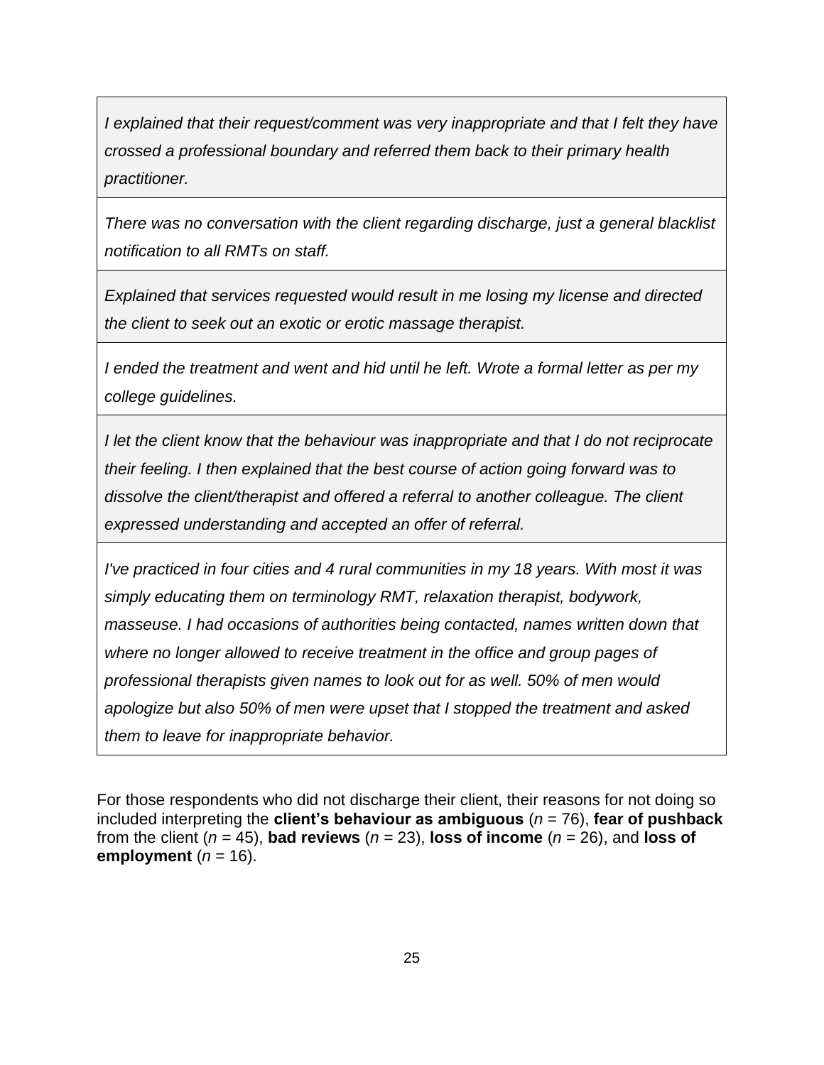| |
|---|
| *I explained that their request/comment was very inappropriate and that I felt they have crossed a professional boundary and referred them back to their primary health practitioner.* |
| *There was no conversation with the client regarding discharge, just a general blacklist notification to all RMTs on staff.* |
| *Explained that services requested would result in me losing my license and directed the client to seek out an exotic or erotic massage therapist.* |
| *I ended the treatment and went and hid until he left. Wrote a formal letter as per my college guidelines.* |
| *I let the client know that the behaviour was inappropriate and that I do not reciprocate their feeling. I then explained that the best course of action going forward was to dissolve the client/therapist and offered a referral to another colleague. The client expressed understanding and accepted an offer of referral.* |
| *I've practiced in four cities and 4 rural communities in my 18 years. With most it was simply educating them on terminology RMT, relaxation therapist, bodywork, masseuse. I had occasions of authorities being contacted, names written down that where no longer allowed to receive treatment in the office and group pages of professional therapists given names to look out for as well. 50% of men would apologize but also 50% of men were upset that I stopped the treatment and asked them to leave for inappropriate behavior.* |

For those respondents who did not discharge their client, their reasons for not doing so included interpreting the **client's behaviour as ambiguous** ($n$ = 76), **fear of pushback** from the client ($n$ = 45), **bad reviews** ($n$ = 23), **loss of income** ($n$ = 26), and **loss of employment** ($n$ = 16).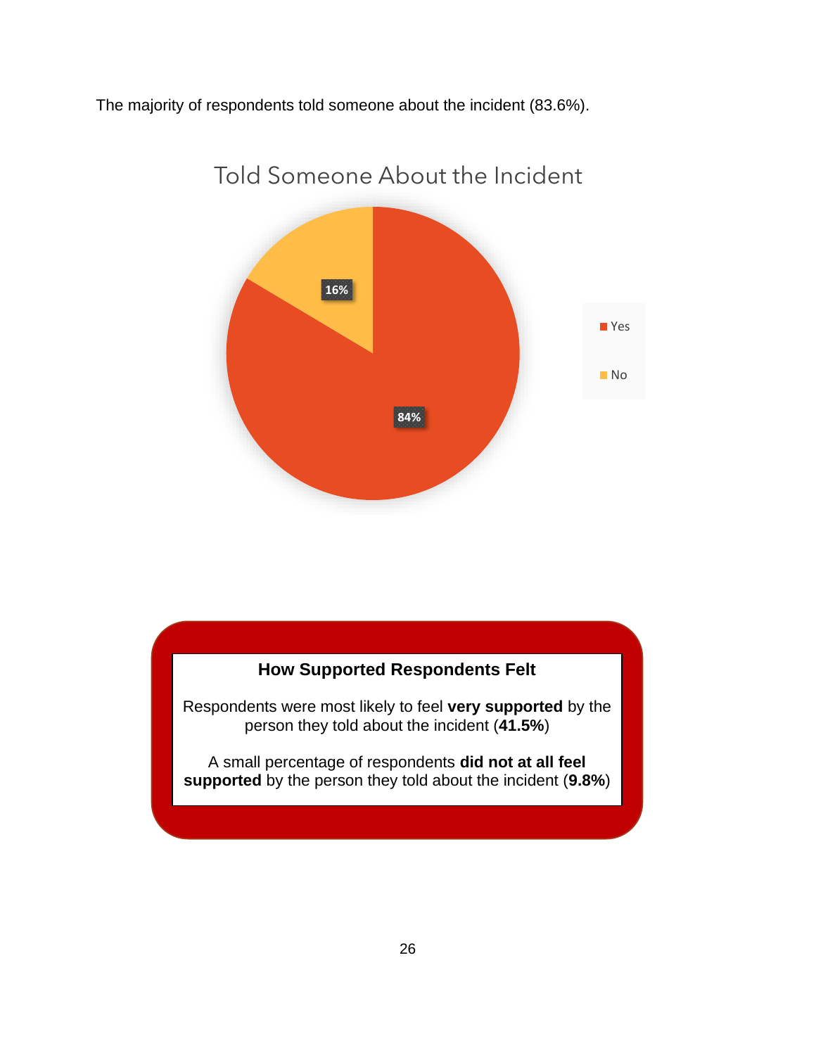The majority of respondents told someone about the incident (83.6%).

Told Someone About the Incident

| Response | Percentage |
|---|---|
| Yes | 84% |
| No | 16% |

**How Supported Respondents Felt**

Respondents were most likely to feel **very supported** by the person they told about the incident (**41.5%**)

A small percentage of respondents **did not at all feel supported** by the person they told about the incident (**9.8%**)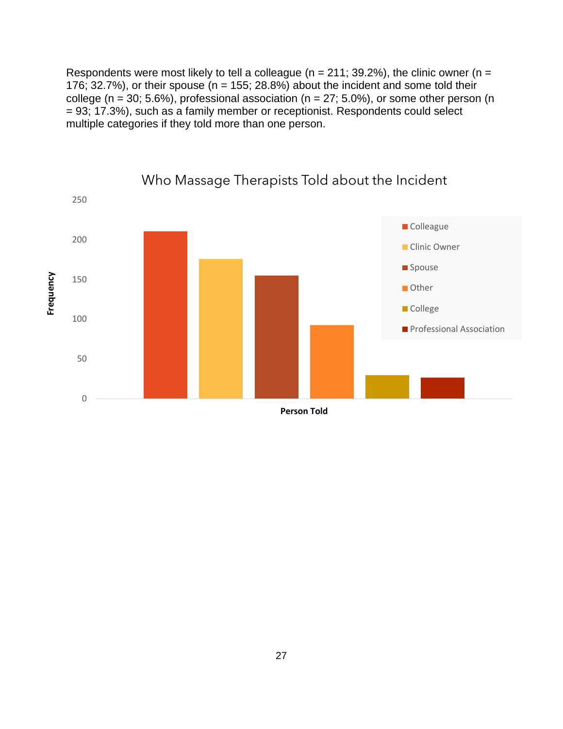Respondents were most likely to tell a colleague (n = 211; 39.2%), the clinic owner (n = 176; 32.7%), or their spouse (n = 155; 28.8%) about the incident and some told their college (n = 30; 5.6%), professional association (n = 27; 5.0%), or some other person (n = 93; 17.3%), such as a family member or receptionist. Respondents could select multiple categories if they told more than one person.

Who Massage Therapists Told about the Incident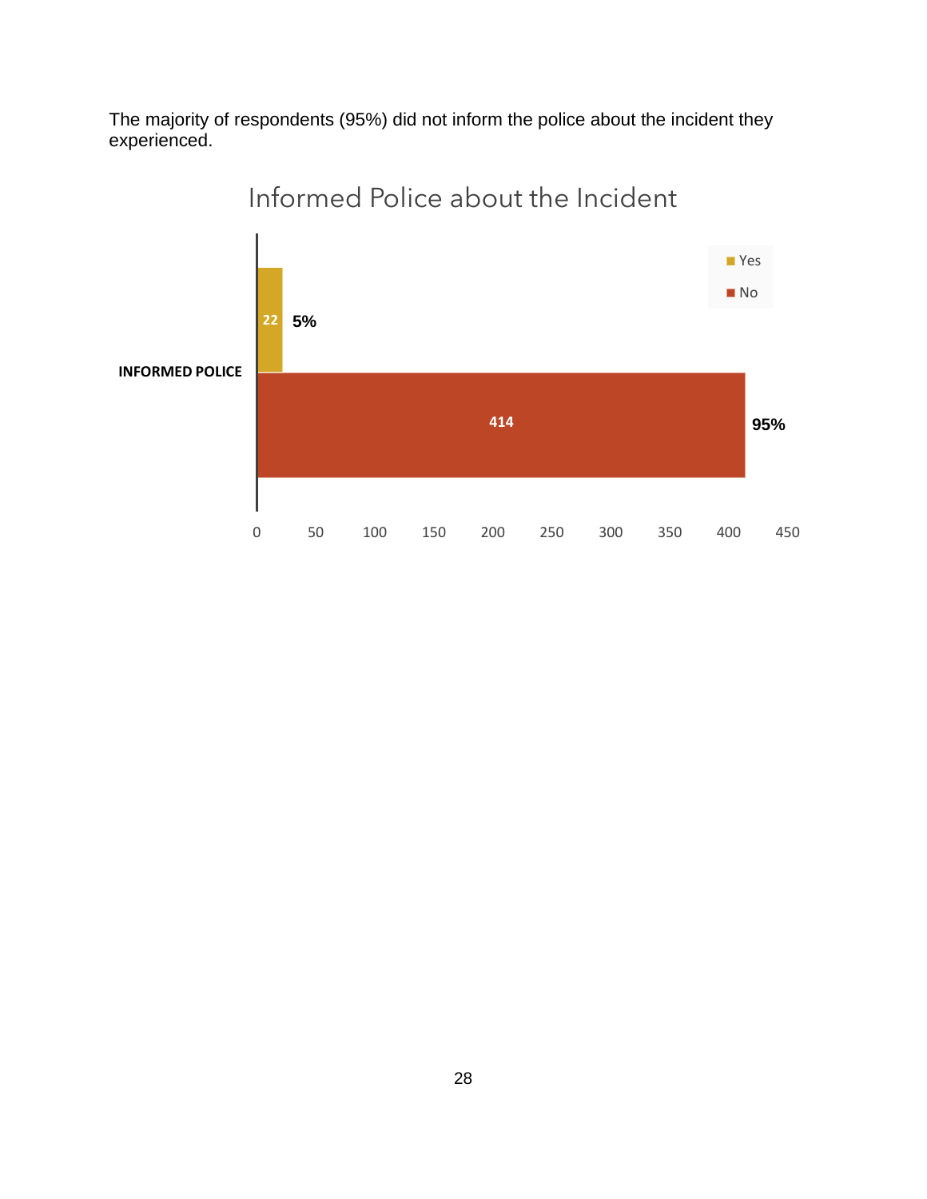The majority of respondents (95%) did not inform the police about the incident they experienced.

Informed Police about the Incident

| INFORMED POLICE | Count | Percentage |
| --- | --- | --- |
| Yes | 22 | 5% |
| No | 414 | 95% |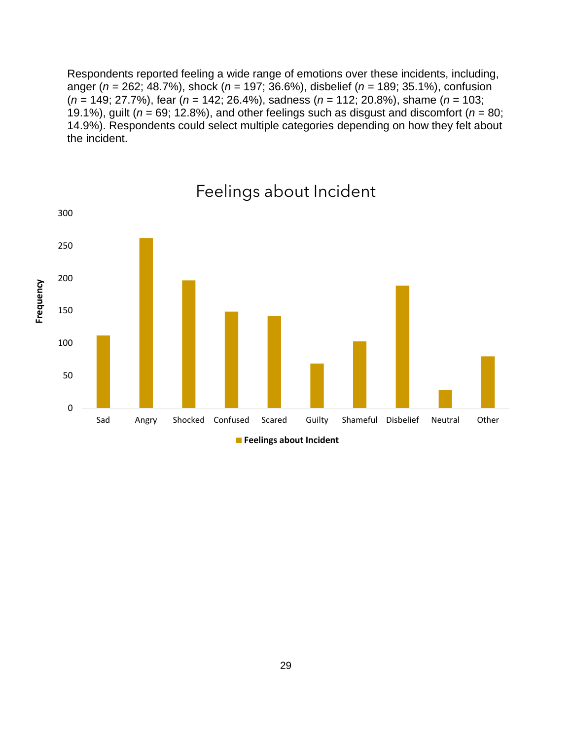Respondents reported feeling a wide range of emotions over these incidents, including, anger ($n$ = 262; 48.7%), shock ($n$ = 197; 36.6%), disbelief ($n$ = 189; 35.1%), confusion ($n$ = 149; 27.7%), fear ($n$ = 142; 26.4%), sadness ($n$ = 112; 20.8%), shame ($n$ = 103; 19.1%), guilt ($n$ = 69; 12.8%), and other feelings such as disgust and discomfort ($n$ = 80; 14.9%). Respondents could select multiple categories depending on how they felt about the incident.

**Feelings about Incident**

| Feeling | Frequency |
|---|---|
| Sad | 112 |
| Angry | 262 |
| Shocked | 197 |
| Confused | 149 |
| Scared | 142 |
| Guilty | 69 |
| Shameful | 103 |
| Disbelief | 189 |
| Neutral | 28 |
| Other | 80 |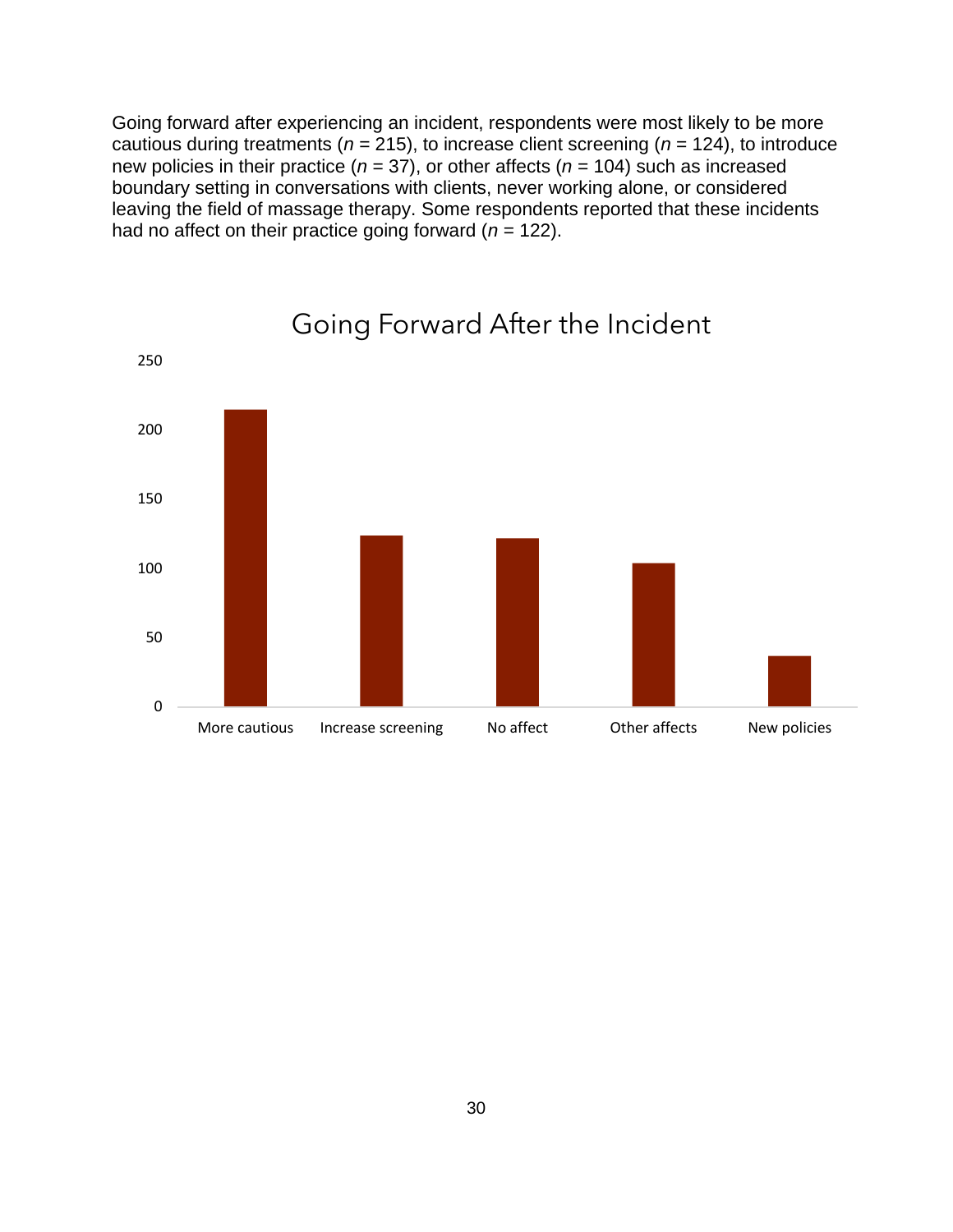Going forward after experiencing an incident, respondents were most likely to be more cautious during treatments (*n* = 215), to increase client screening (*n* = 124), to introduce new policies in their practice (*n* = 37), or other affects (*n* = 104) such as increased boundary setting in conversations with clients, never working alone, or considered leaving the field of massage therapy. Some respondents reported that these incidents had no affect on their practice going forward (*n* = 122).

Going Forward After the Incident

| Response | n |
|---|---|
| More cautious | 215 |
| Increase screening | 124 |
| No affect | 122 |
| Other affects | 104 |
| New policies | 37 |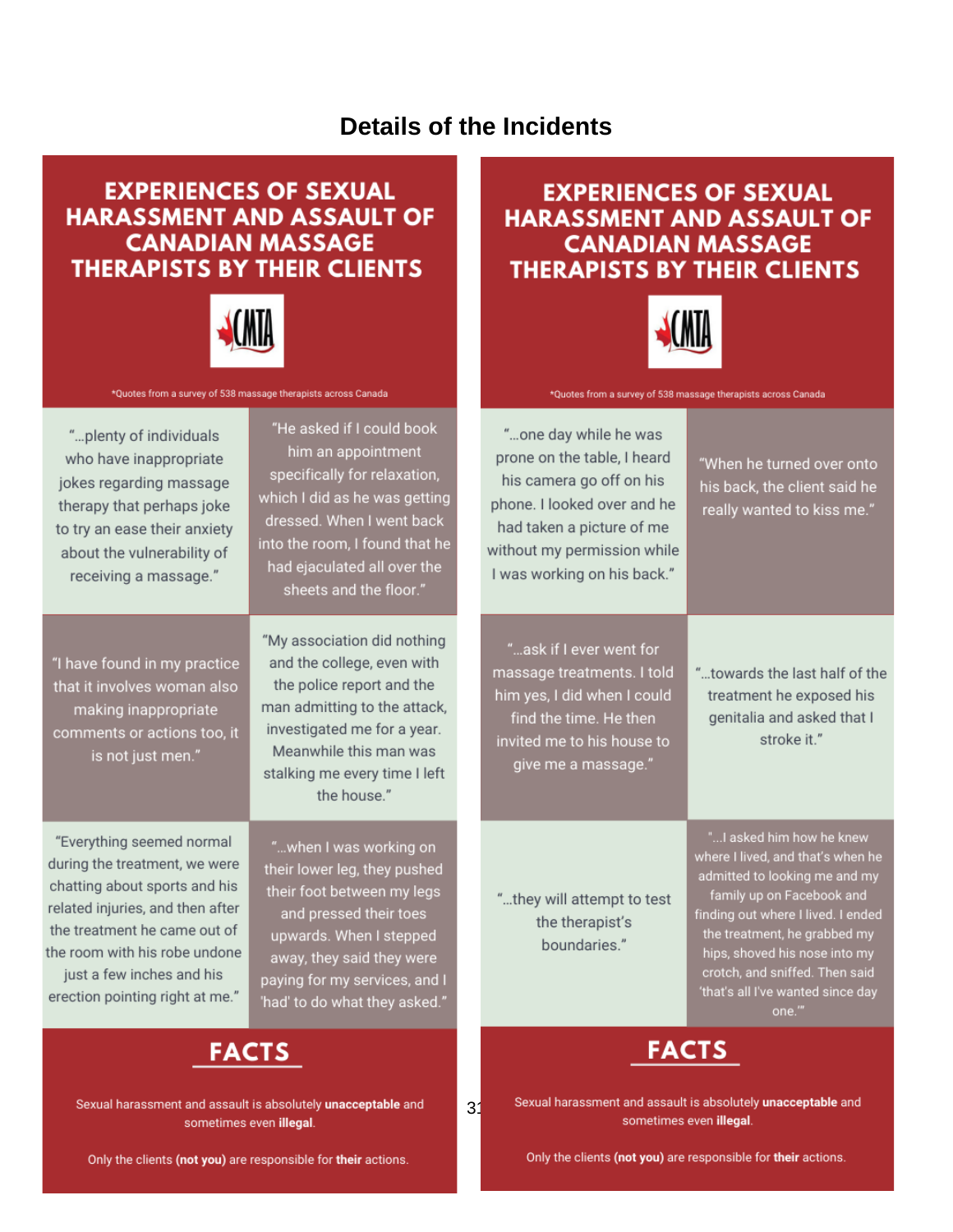## Details of the Incidents

### EXPERIENCES OF SEXUAL HARASSMENT AND ASSAULT OF CANADIAN MASSAGE THERAPISTS BY THEIR CLIENTS

CMTA

*Quotes from a survey of 538 massage therapists across Canada

"...plenty of individuals who have inappropriate jokes regarding massage therapy that perhaps joke to try an ease their anxiety about the vulnerability of receiving a massage."

"He asked if I could book him an appointment specifically for relaxation, which I did as he was getting dressed. When I went back into the room, I found that he had ejaculated all over the sheets and the floor."

"I have found in my practice that it involves woman also making inappropriate comments or actions too, it is not just men."

"My association did nothing and the college, even with the police report and the man admitting to the attack, investigated me for a year. Meanwhile this man was stalking me every time I left the house."

"Everything seemed normal during the treatment, we were chatting about sports and his related injuries, and then after the treatment he came out of the room with his robe undone just a few inches and his erection pointing right at me."

"...when I was working on their lower leg, they pushed their foot between my legs and pressed their toes upwards. When I stepped away, they said they were paying for my services, and I 'had' to do what they asked."

#### FACTS

Sexual harassment and assault is absolutely **unacceptable** and sometimes even **illegal**.

Only the clients **(not you)** are responsible for **their** actions.

### EXPERIENCES OF SEXUAL HARASSMENT AND ASSAULT OF CANADIAN MASSAGE THERAPISTS BY THEIR CLIENTS

CMTA

*Quotes from a survey of 538 massage therapists across Canada

"...one day while he was prone on the table, I heard his camera go off on his phone. I looked over and he had taken a picture of me without my permission while I was working on his back."

"When he turned over onto his back, the client said he really wanted to kiss me."

"...ask if I ever went for massage treatments. I told him yes, I did when I could find the time. He then invited me to his house to give me a massage."

"...towards the last half of the treatment he exposed his genitalia and asked that I stroke it."

"...they will attempt to test the therapist's boundaries."

"...I asked him how he knew where I lived, and that's when he admitted to looking me and my family up on Facebook and finding out where I lived. I ended the treatment, he grabbed my hips, shoved his nose into my crotch, and sniffed. Then said 'that's all I've wanted since day one.'"

#### FACTS

Sexual harassment and assault is absolutely **unacceptable** and sometimes even **illegal**.

Only the clients **(not you)** are responsible for **their** actions.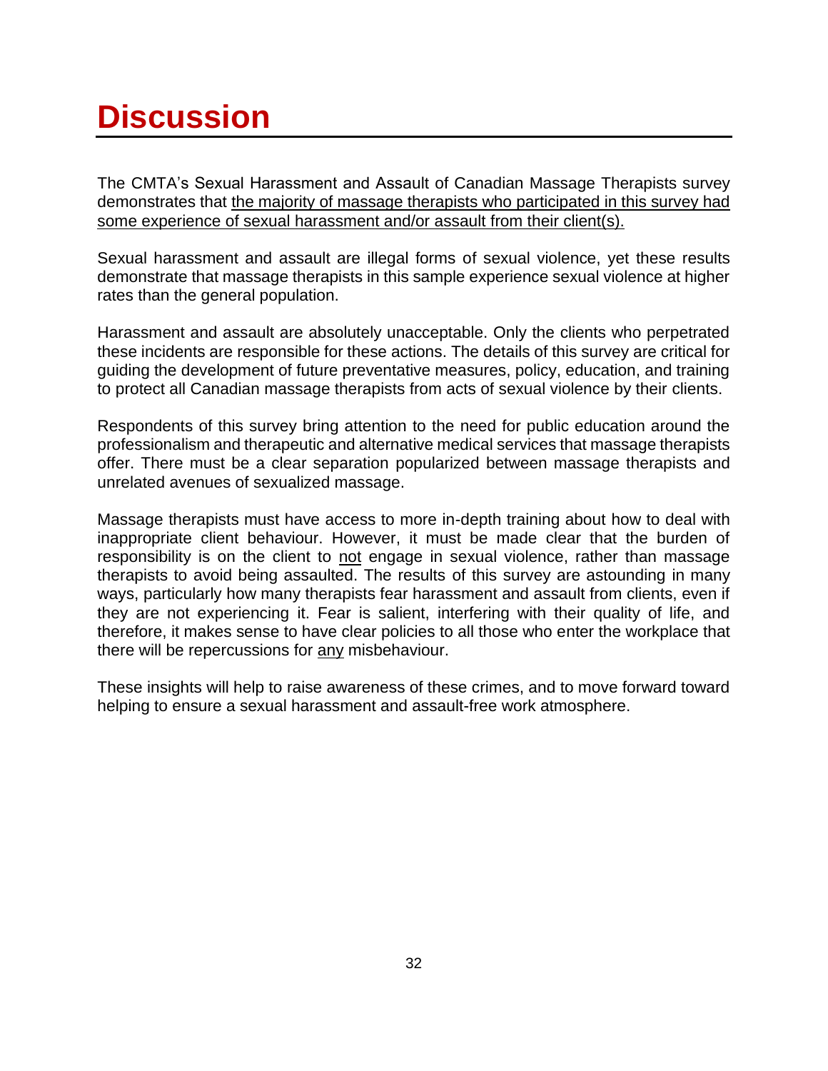# Discussion

The CMTA's Sexual Harassment and Assault of Canadian Massage Therapists survey demonstrates that <u>the majority of massage therapists who participated in this survey had some experience of sexual harassment and/or assault from their client(s).</u>

Sexual harassment and assault are illegal forms of sexual violence, yet these results demonstrate that massage therapists in this sample experience sexual violence at higher rates than the general population.

Harassment and assault are absolutely unacceptable. Only the clients who perpetrated these incidents are responsible for these actions. The details of this survey are critical for guiding the development of future preventative measures, policy, education, and training to protect all Canadian massage therapists from acts of sexual violence by their clients.

Respondents of this survey bring attention to the need for public education around the professionalism and therapeutic and alternative medical services that massage therapists offer. There must be a clear separation popularized between massage therapists and unrelated avenues of sexualized massage.

Massage therapists must have access to more in-depth training about how to deal with inappropriate client behaviour. However, it must be made clear that the burden of responsibility is on the client to <u>not</u> engage in sexual violence, rather than massage therapists to avoid being assaulted. The results of this survey are astounding in many ways, particularly how many therapists fear harassment and assault from clients, even if they are not experiencing it. Fear is salient, interfering with their quality of life, and therefore, it makes sense to have clear policies to all those who enter the workplace that there will be repercussions for <u>any</u> misbehaviour.

These insights will help to raise awareness of these crimes, and to move forward toward helping to ensure a sexual harassment and assault-free work atmosphere.